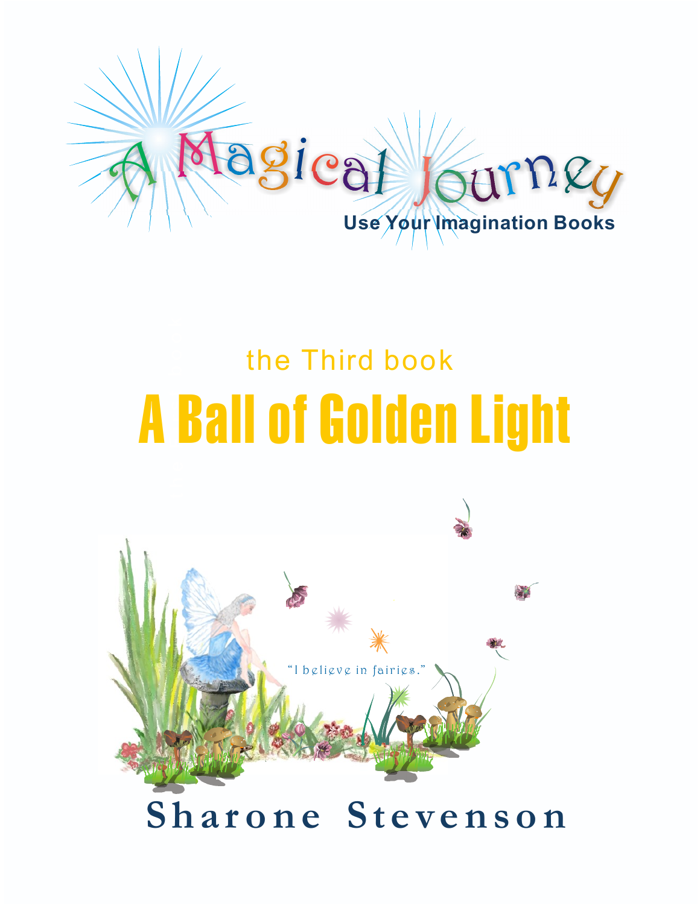# A Magical Journey

**Use Your Imagination Books**

the Third book

# A Ball of Golden Light

"I believe in fairies."

**Sharone Stevenson**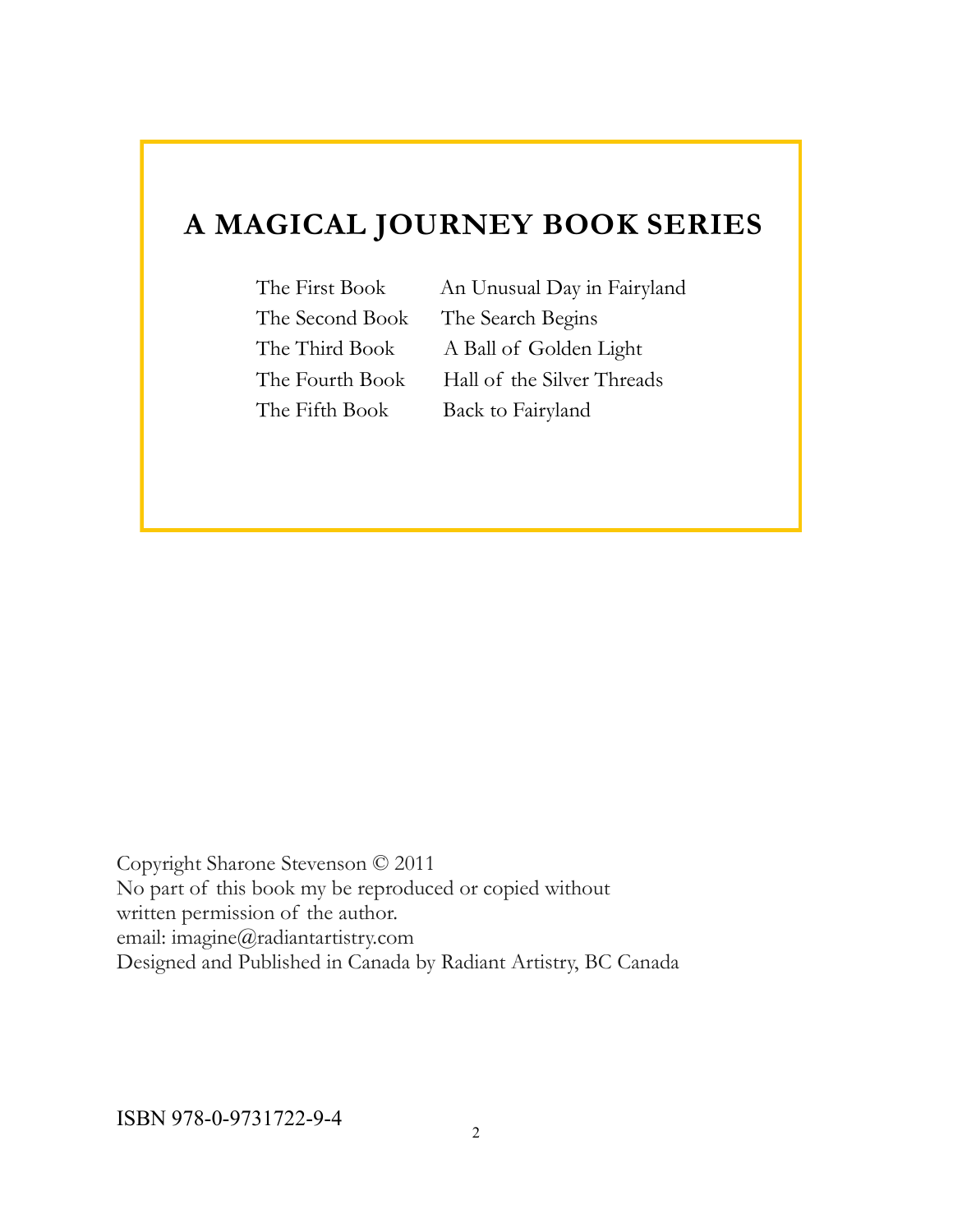## A MAGICAL JOURNEY BOOK SERIES

| | |
|---|---|
| The First Book | An Unusual Day in Fairyland |
| The Second Book | The Search Begins |
| The Third Book | A Ball of Golden Light |
| The Fourth Book | Hall of the Silver Threads |
| The Fifth Book | Back to Fairyland |

Copyright Sharone Stevenson © 2011
No part of this book my be reproduced or copied without
written permission of the author.
email: imagine@radiantartistry.com
Designed and Published in Canada by Radiant Artistry, BC Canada

ISBN 978-0-9731722-9-4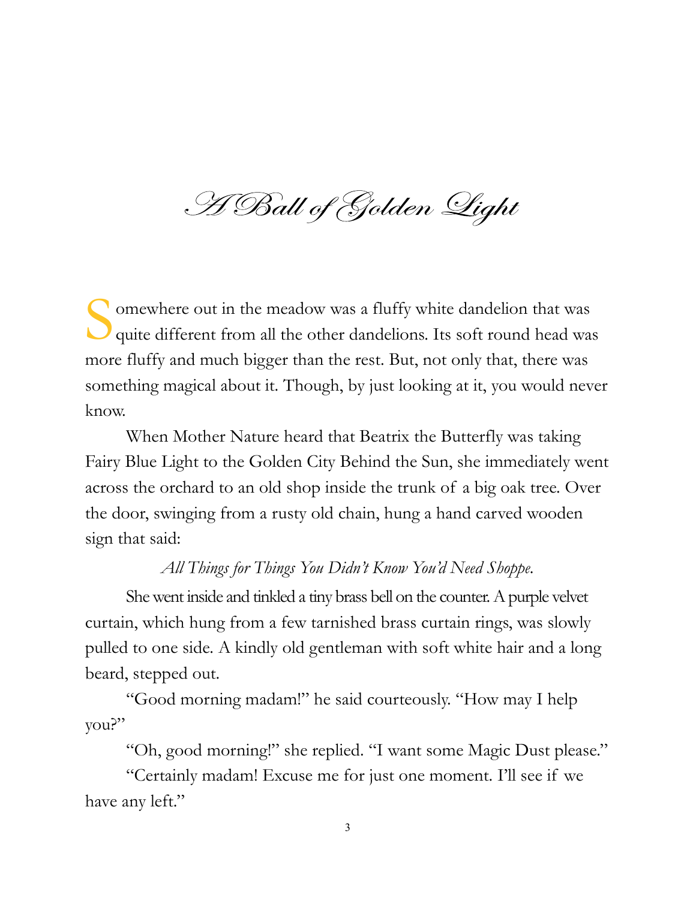# A Ball of Golden Light

Somewhere out in the meadow was a fluffy white dandelion that was quite different from all the other dandelions. Its soft round head was more fluffy and much bigger than the rest. But, not only that, there was something magical about it. Though, by just looking at it, you would never know.

When Mother Nature heard that Beatrix the Butterfly was taking Fairy Blue Light to the Golden City Behind the Sun, she immediately went across the orchard to an old shop inside the trunk of a big oak tree. Over the door, swinging from a rusty old chain, hung a hand carved wooden sign that said:

*All Things for Things You Didn't Know You'd Need Shoppe.*

She went inside and tinkled a tiny brass bell on the counter. A purple velvet curtain, which hung from a few tarnished brass curtain rings, was slowly pulled to one side. A kindly old gentleman with soft white hair and a long beard, stepped out.

"Good morning madam!" he said courteously. "How may I help you?"

"Oh, good morning!" she replied. "I want some Magic Dust please."

"Certainly madam! Excuse me for just one moment. I'll see if we have any left."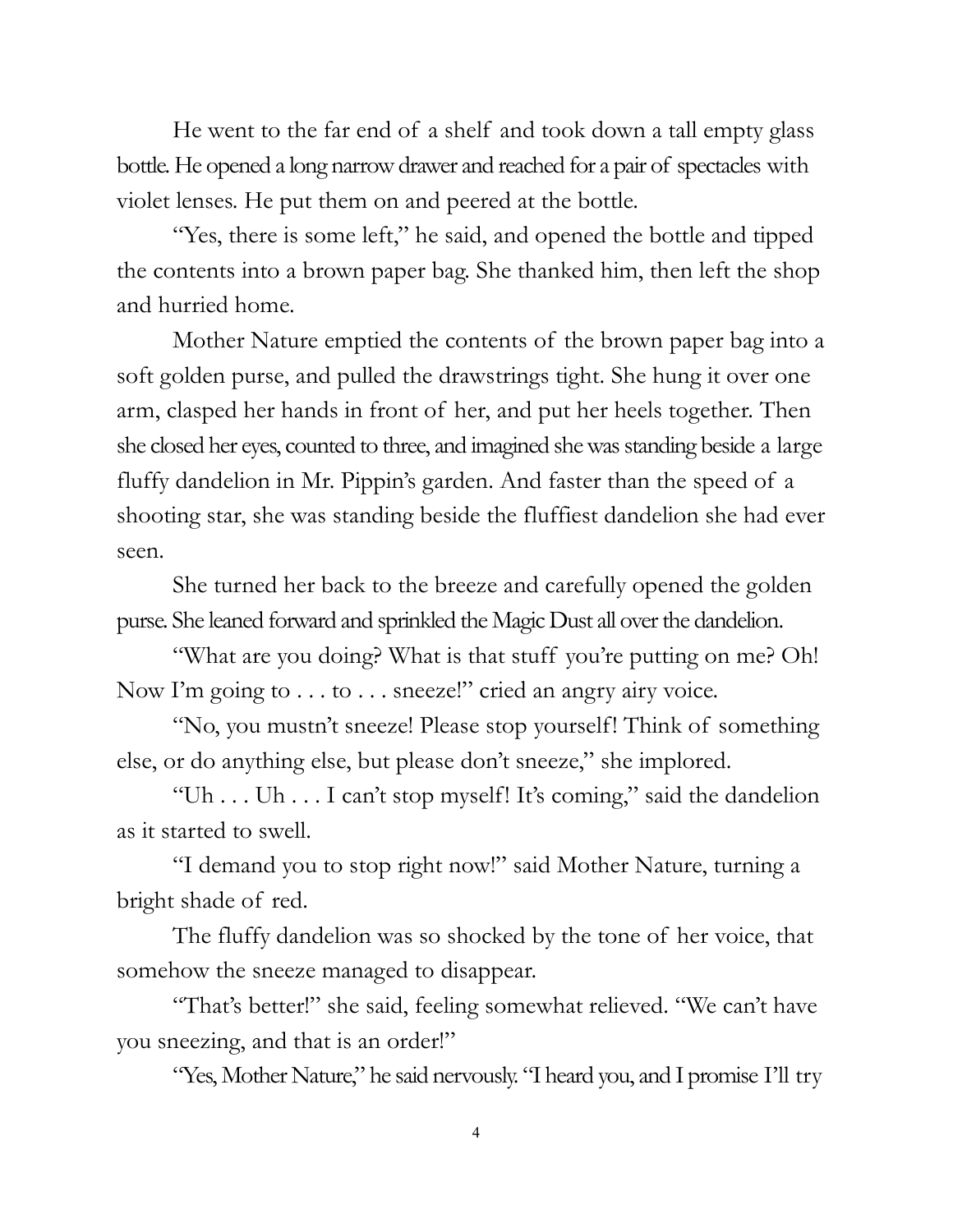He went to the far end of a shelf and took down a tall empty glass bottle. He opened a long narrow drawer and reached for a pair of spectacles with violet lenses. He put them on and peered at the bottle.

"Yes, there is some left," he said, and opened the bottle and tipped the contents into a brown paper bag. She thanked him, then left the shop and hurried home.

Mother Nature emptied the contents of the brown paper bag into a soft golden purse, and pulled the drawstrings tight. She hung it over one arm, clasped her hands in front of her, and put her heels together. Then she closed her eyes, counted to three, and imagined she was standing beside a large fluffy dandelion in Mr. Pippin's garden. And faster than the speed of a shooting star, she was standing beside the fluffiest dandelion she had ever seen.

She turned her back to the breeze and carefully opened the golden purse. She leaned forward and sprinkled the Magic Dust all over the dandelion.

"What are you doing? What is that stuff you're putting on me? Oh! Now I'm going to . . . to . . . sneeze!" cried an angry airy voice.

"No, you mustn't sneeze! Please stop yourself! Think of something else, or do anything else, but please don't sneeze," she implored.

"Uh . . . Uh . . . I can't stop myself! It's coming," said the dandelion as it started to swell.

"I demand you to stop right now!" said Mother Nature, turning a bright shade of red.

The fluffy dandelion was so shocked by the tone of her voice, that somehow the sneeze managed to disappear.

"That's better!" she said, feeling somewhat relieved. "We can't have you sneezing, and that is an order!"

"Yes, Mother Nature," he said nervously. "I heard you, and I promise I'll try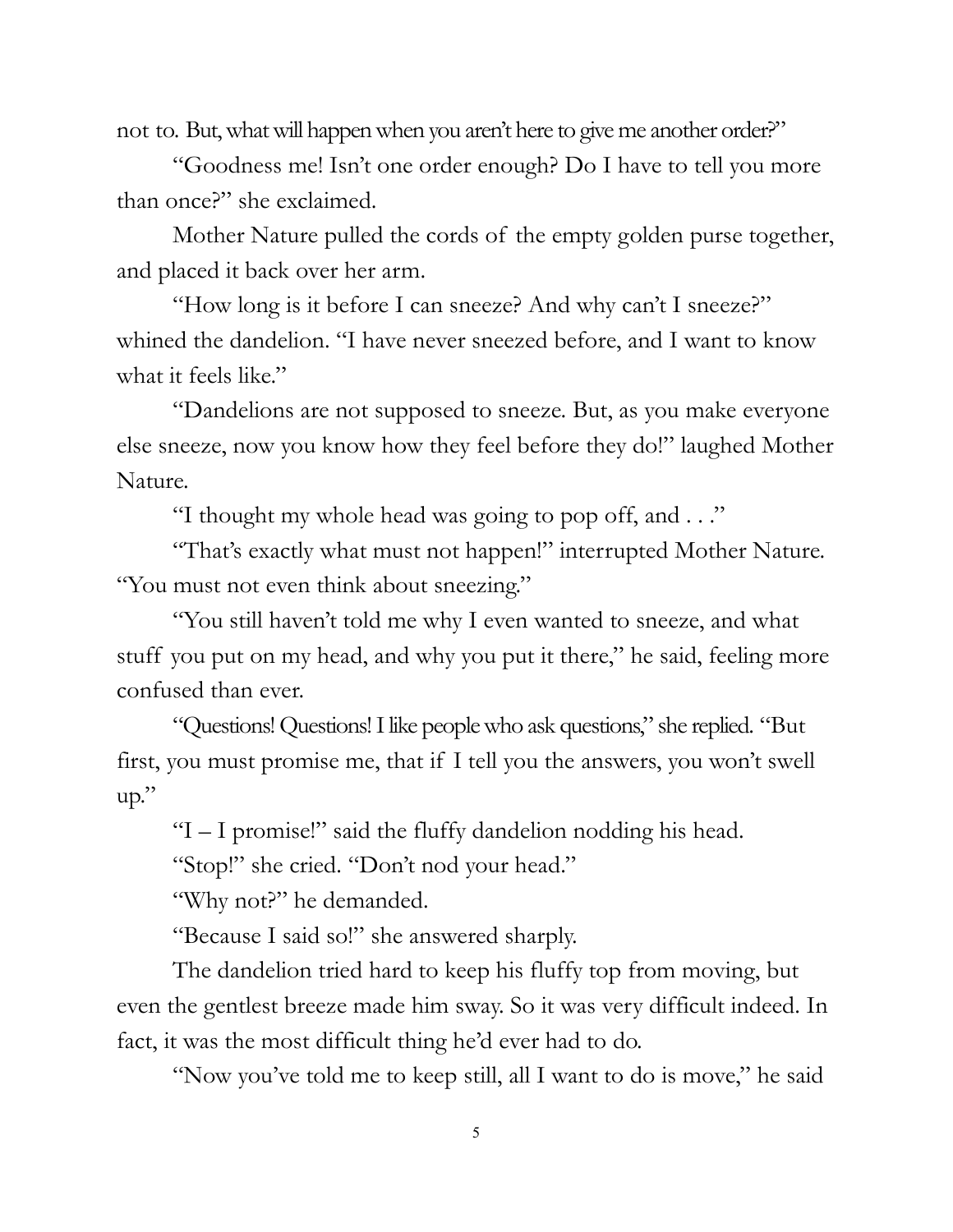not to. But, what will happen when you aren't here to give me another order?"

"Goodness me! Isn't one order enough? Do I have to tell you more than once?" she exclaimed.

Mother Nature pulled the cords of the empty golden purse together, and placed it back over her arm.

"How long is it before I can sneeze? And why can't I sneeze?" whined the dandelion. "I have never sneezed before, and I want to know what it feels like."

"Dandelions are not supposed to sneeze. But, as you make everyone else sneeze, now you know how they feel before they do!" laughed Mother Nature.

"I thought my whole head was going to pop off, and . . ."

"That's exactly what must not happen!" interrupted Mother Nature. "You must not even think about sneezing."

"You still haven't told me why I even wanted to sneeze, and what stuff you put on my head, and why you put it there," he said, feeling more confused than ever.

"Questions! Questions! I like people who ask questions," she replied. "But first, you must promise me, that if I tell you the answers, you won't swell up."

"I – I promise!" said the fluffy dandelion nodding his head.

"Stop!" she cried. "Don't nod your head."

"Why not?" he demanded.

"Because I said so!" she answered sharply.

The dandelion tried hard to keep his fluffy top from moving, but even the gentlest breeze made him sway. So it was very difficult indeed. In fact, it was the most difficult thing he'd ever had to do.

"Now you've told me to keep still, all I want to do is move," he said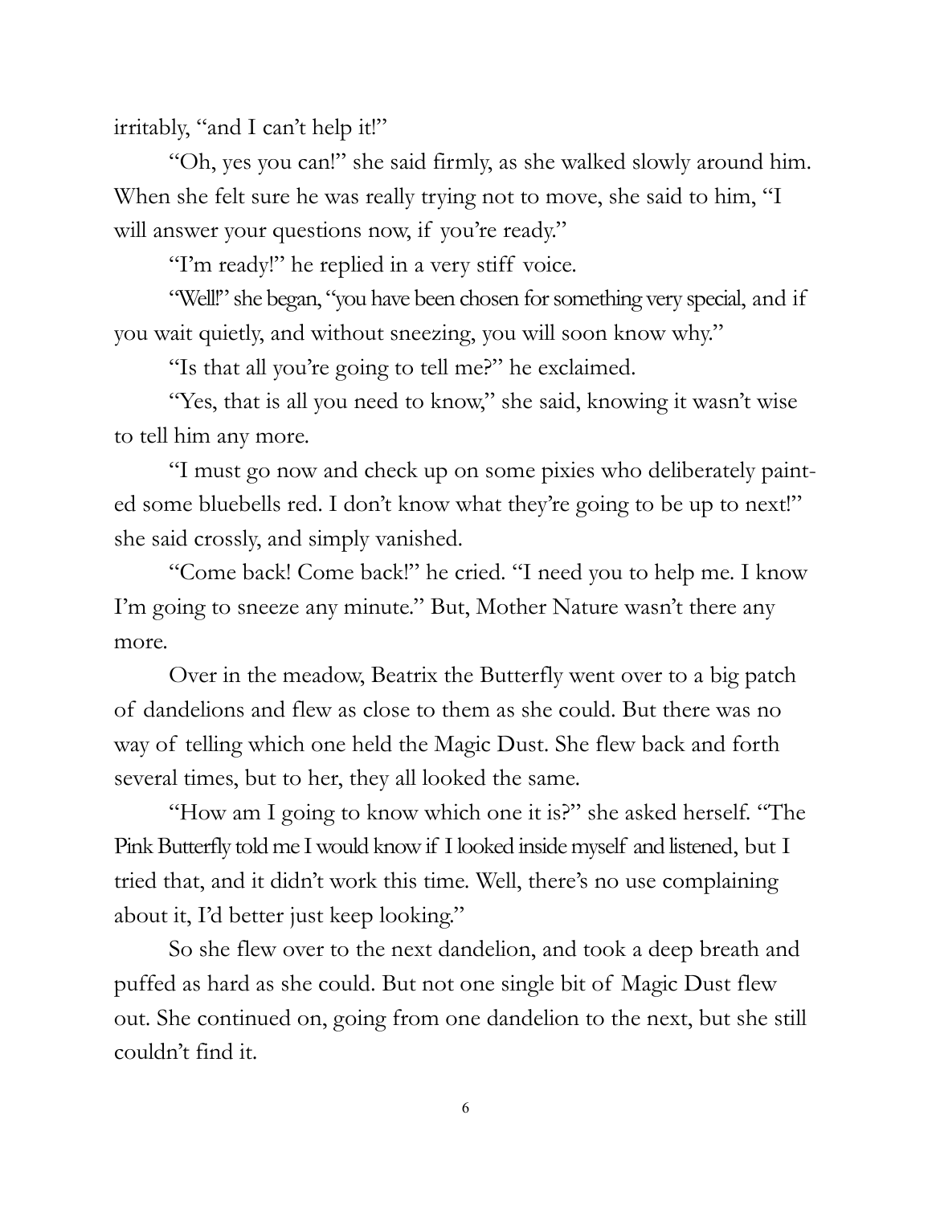irritably, "and I can't help it!"

"Oh, yes you can!" she said firmly, as she walked slowly around him. When she felt sure he was really trying not to move, she said to him, "I will answer your questions now, if you're ready."

"I'm ready!" he replied in a very stiff voice.

"Well!" she began, "you have been chosen for something very special, and if you wait quietly, and without sneezing, you will soon know why."

"Is that all you're going to tell me?" he exclaimed.

"Yes, that is all you need to know," she said, knowing it wasn't wise to tell him any more.

"I must go now and check up on some pixies who deliberately painted some bluebells red. I don't know what they're going to be up to next!" she said crossly, and simply vanished.

"Come back! Come back!" he cried. "I need you to help me. I know I'm going to sneeze any minute." But, Mother Nature wasn't there any more.

Over in the meadow, Beatrix the Butterfly went over to a big patch of dandelions and flew as close to them as she could. But there was no way of telling which one held the Magic Dust. She flew back and forth several times, but to her, they all looked the same.

"How am I going to know which one it is?" she asked herself. "The Pink Butterfly told me I would know if I looked inside myself and listened, but I tried that, and it didn't work this time. Well, there's no use complaining about it, I'd better just keep looking."

So she flew over to the next dandelion, and took a deep breath and puffed as hard as she could. But not one single bit of Magic Dust flew out. She continued on, going from one dandelion to the next, but she still couldn't find it.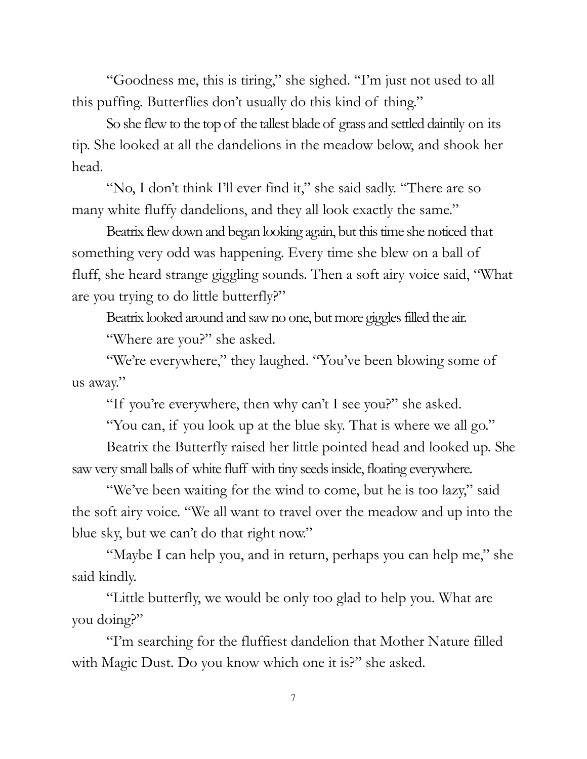"Goodness me, this is tiring," she sighed. "I'm just not used to all this puffing. Butterflies don't usually do this kind of thing."

So she flew to the top of the tallest blade of grass and settled daintily on its tip. She looked at all the dandelions in the meadow below, and shook her head.

"No, I don't think I'll ever find it," she said sadly. "There are so many white fluffy dandelions, and they all look exactly the same."

Beatrix flew down and began looking again, but this time she noticed that something very odd was happening. Every time she blew on a ball of fluff, she heard strange giggling sounds. Then a soft airy voice said, "What are you trying to do little butterfly?"

Beatrix looked around and saw no one, but more giggles filled the air.

"Where are you?" she asked.

"We're everywhere," they laughed. "You've been blowing some of us away."

"If you're everywhere, then why can't I see you?" she asked.

"You can, if you look up at the blue sky. That is where we all go."

Beatrix the Butterfly raised her little pointed head and looked up. She saw very small balls of white fluff with tiny seeds inside, floating everywhere.

"We've been waiting for the wind to come, but he is too lazy," said the soft airy voice. "We all want to travel over the meadow and up into the blue sky, but we can't do that right now."

"Maybe I can help you, and in return, perhaps you can help me," she said kindly.

"Little butterfly, we would be only too glad to help you. What are you doing?"

"I'm searching for the fluffiest dandelion that Mother Nature filled with Magic Dust. Do you know which one it is?" she asked.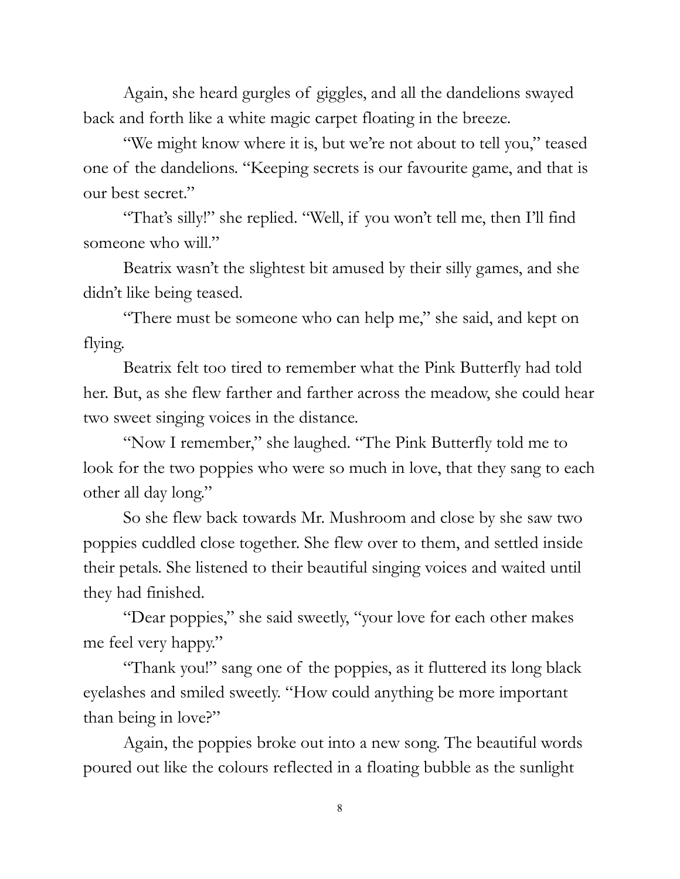Again, she heard gurgles of giggles, and all the dandelions swayed back and forth like a white magic carpet floating in the breeze.

"We might know where it is, but we're not about to tell you," teased one of the dandelions. "Keeping secrets is our favourite game, and that is our best secret."

"That's silly!" she replied. "Well, if you won't tell me, then I'll find someone who will."

Beatrix wasn't the slightest bit amused by their silly games, and she didn't like being teased.

"There must be someone who can help me," she said, and kept on flying.

Beatrix felt too tired to remember what the Pink Butterfly had told her. But, as she flew farther and farther across the meadow, she could hear two sweet singing voices in the distance.

"Now I remember," she laughed. "The Pink Butterfly told me to look for the two poppies who were so much in love, that they sang to each other all day long."

So she flew back towards Mr. Mushroom and close by she saw two poppies cuddled close together. She flew over to them, and settled inside their petals. She listened to their beautiful singing voices and waited until they had finished.

"Dear poppies," she said sweetly, "your love for each other makes me feel very happy."

"Thank you!" sang one of the poppies, as it fluttered its long black eyelashes and smiled sweetly. "How could anything be more important than being in love?"

Again, the poppies broke out into a new song. The beautiful words poured out like the colours reflected in a floating bubble as the sunlight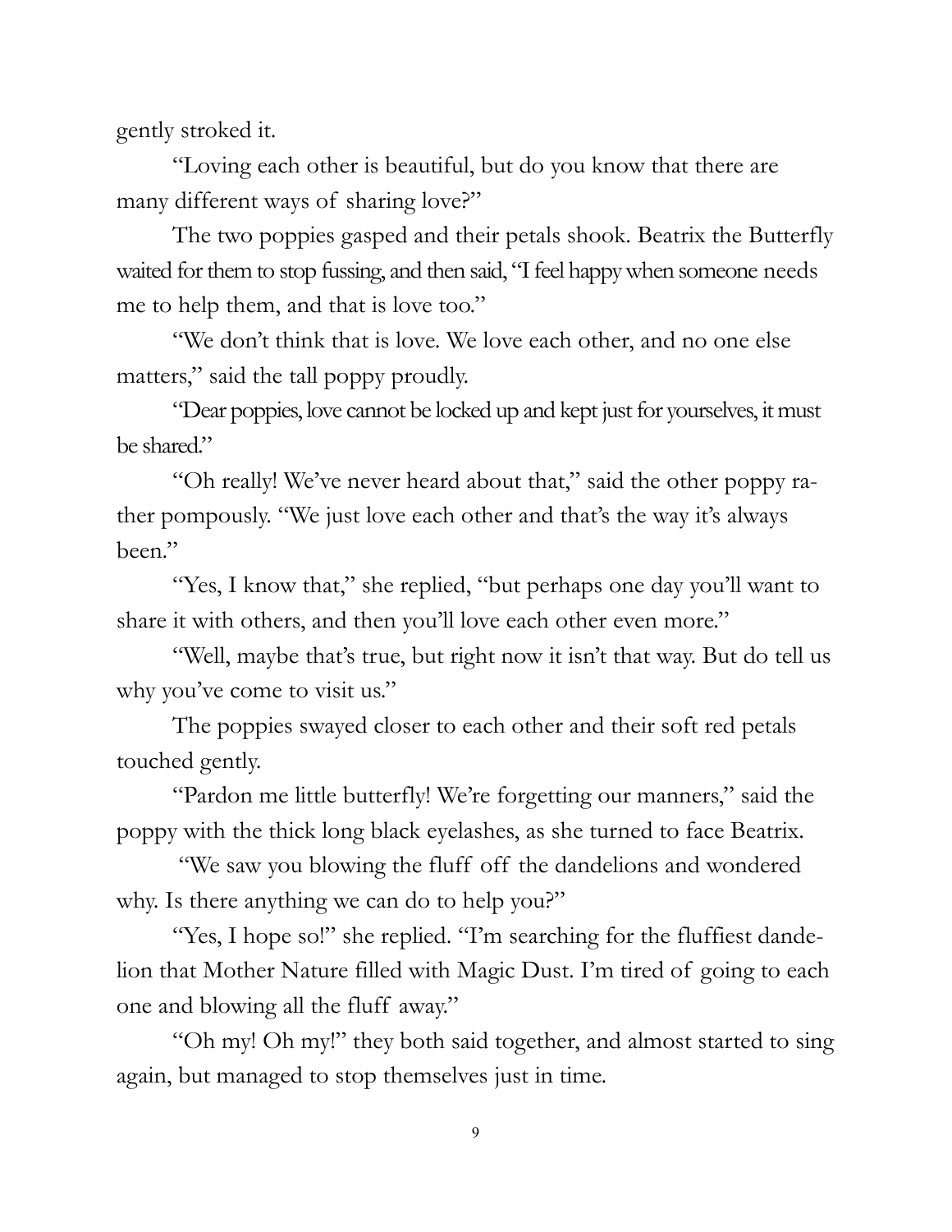gently stroked it.

"Loving each other is beautiful, but do you know that there are many different ways of sharing love?"

The two poppies gasped and their petals shook. Beatrix the Butterfly waited for them to stop fussing, and then said, "I feel happy when someone needs me to help them, and that is love too."

"We don't think that is love. We love each other, and no one else matters," said the tall poppy proudly.

"Dear poppies, love cannot be locked up and kept just for yourselves, it must be shared."

"Oh really! We've never heard about that," said the other poppy rather pompously. "We just love each other and that's the way it's always been."

"Yes, I know that," she replied, "but perhaps one day you'll want to share it with others, and then you'll love each other even more."

"Well, maybe that's true, but right now it isn't that way. But do tell us why you've come to visit us."

The poppies swayed closer to each other and their soft red petals touched gently.

"Pardon me little butterfly! We're forgetting our manners," said the poppy with the thick long black eyelashes, as she turned to face Beatrix.

"We saw you blowing the fluff off the dandelions and wondered why. Is there anything we can do to help you?"

"Yes, I hope so!" she replied. "I'm searching for the fluffiest dandelion that Mother Nature filled with Magic Dust. I'm tired of going to each one and blowing all the fluff away."

"Oh my! Oh my!" they both said together, and almost started to sing again, but managed to stop themselves just in time.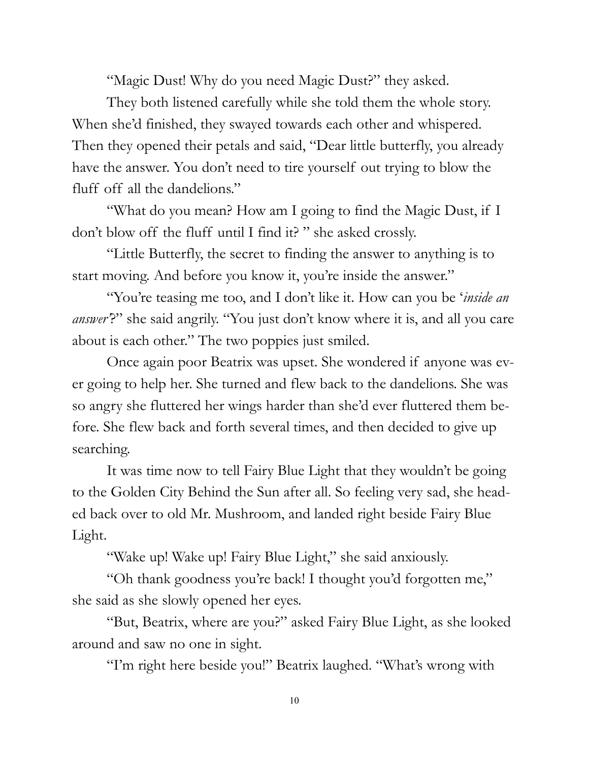"Magic Dust! Why do you need Magic Dust?" they asked.

They both listened carefully while she told them the whole story. When she'd finished, they swayed towards each other and whispered. Then they opened their petals and said, "Dear little butterfly, you already have the answer. You don't need to tire yourself out trying to blow the fluff off all the dandelions."

"What do you mean? How am I going to find the Magic Dust, if I don't blow off the fluff until I find it? " she asked crossly.

"Little Butterfly, the secret to finding the answer to anything is to start moving. And before you know it, you're inside the answer."

"You're teasing me too, and I don't like it. How can you be '*inside an answer*'?" she said angrily. "You just don't know where it is, and all you care about is each other." The two poppies just smiled.

Once again poor Beatrix was upset. She wondered if anyone was ever going to help her. She turned and flew back to the dandelions. She was so angry she fluttered her wings harder than she'd ever fluttered them before. She flew back and forth several times, and then decided to give up searching.

It was time now to tell Fairy Blue Light that they wouldn't be going to the Golden City Behind the Sun after all. So feeling very sad, she headed back over to old Mr. Mushroom, and landed right beside Fairy Blue Light.

"Wake up! Wake up! Fairy Blue Light," she said anxiously.

"Oh thank goodness you're back! I thought you'd forgotten me," she said as she slowly opened her eyes.

"But, Beatrix, where are you?" asked Fairy Blue Light, as she looked around and saw no one in sight.

"I'm right here beside you!" Beatrix laughed. "What's wrong with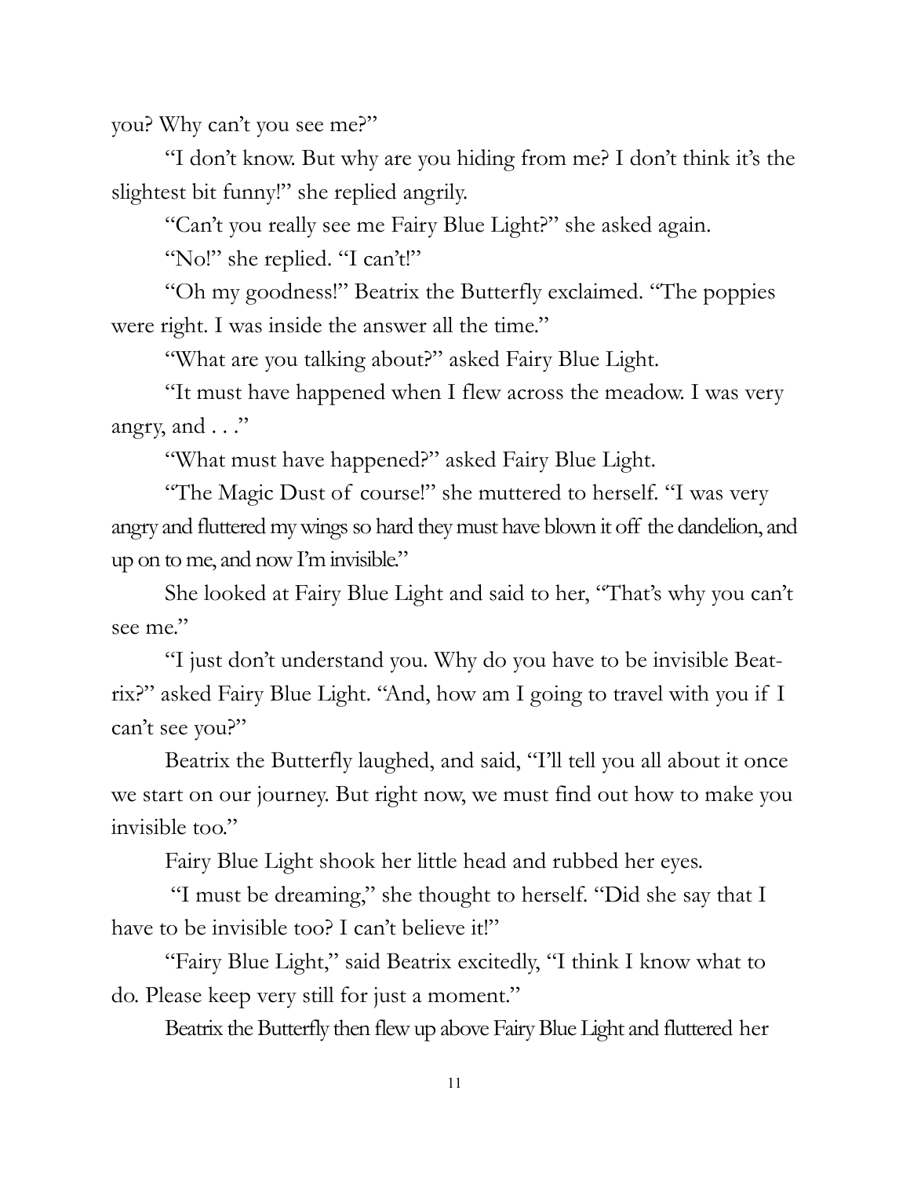you? Why can't you see me?"

"I don't know. But why are you hiding from me? I don't think it's the slightest bit funny!" she replied angrily.

"Can't you really see me Fairy Blue Light?" she asked again.

"No!" she replied. "I can't!"

"Oh my goodness!" Beatrix the Butterfly exclaimed. "The poppies were right. I was inside the answer all the time."

"What are you talking about?" asked Fairy Blue Light.

"It must have happened when I flew across the meadow. I was very angry, and . . ."

"What must have happened?" asked Fairy Blue Light.

"The Magic Dust of course!" she muttered to herself. "I was very angry and fluttered my wings so hard they must have blown it off the dandelion, and up on to me, and now I'm invisible."

She looked at Fairy Blue Light and said to her, "That's why you can't see me."

"I just don't understand you. Why do you have to be invisible Beatrix?" asked Fairy Blue Light. "And, how am I going to travel with you if I can't see you?"

Beatrix the Butterfly laughed, and said, "I'll tell you all about it once we start on our journey. But right now, we must find out how to make you invisible too."

Fairy Blue Light shook her little head and rubbed her eyes.

"I must be dreaming," she thought to herself. "Did she say that I have to be invisible too? I can't believe it!"

"Fairy Blue Light," said Beatrix excitedly, "I think I know what to do. Please keep very still for just a moment."

Beatrix the Butterfly then flew up above Fairy Blue Light and fluttered her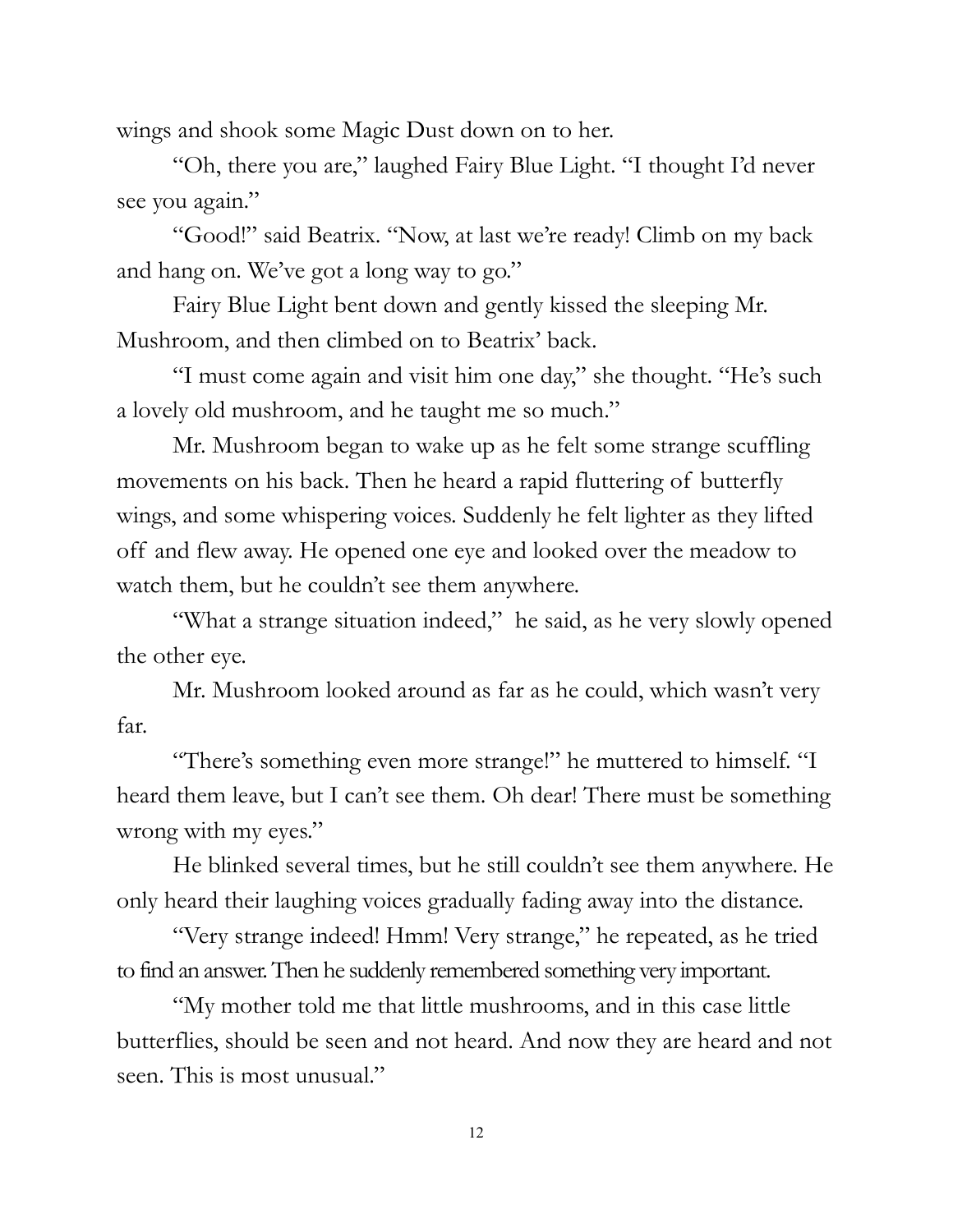wings and shook some Magic Dust down on to her.

"Oh, there you are," laughed Fairy Blue Light. "I thought I'd never see you again."

"Good!" said Beatrix. "Now, at last we're ready! Climb on my back and hang on. We've got a long way to go."

Fairy Blue Light bent down and gently kissed the sleeping Mr. Mushroom, and then climbed on to Beatrix' back.

"I must come again and visit him one day," she thought. "He's such a lovely old mushroom, and he taught me so much."

Mr. Mushroom began to wake up as he felt some strange scuffling movements on his back. Then he heard a rapid fluttering of butterfly wings, and some whispering voices. Suddenly he felt lighter as they lifted off and flew away. He opened one eye and looked over the meadow to watch them, but he couldn't see them anywhere.

"What a strange situation indeed," he said, as he very slowly opened the other eye.

Mr. Mushroom looked around as far as he could, which wasn't very far.

"There's something even more strange!" he muttered to himself. "I heard them leave, but I can't see them. Oh dear! There must be something wrong with my eyes."

He blinked several times, but he still couldn't see them anywhere. He only heard their laughing voices gradually fading away into the distance.

"Very strange indeed! Hmm! Very strange," he repeated, as he tried to find an answer. Then he suddenly remembered something very important.

"My mother told me that little mushrooms, and in this case little butterflies, should be seen and not heard. And now they are heard and not seen. This is most unusual."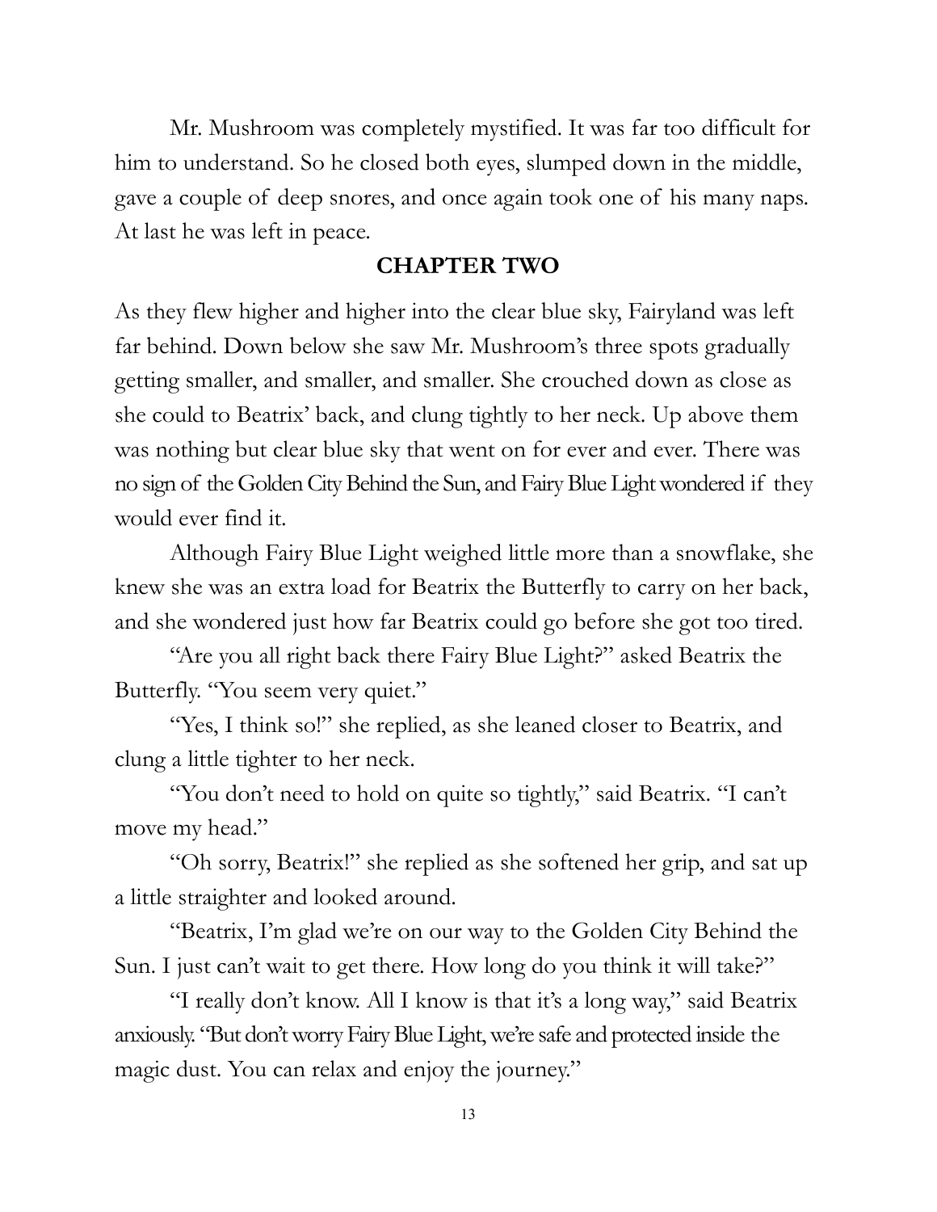Mr. Mushroom was completely mystified. It was far too difficult for him to understand. So he closed both eyes, slumped down in the middle, gave a couple of deep snores, and once again took one of his many naps. At last he was left in peace.

## CHAPTER TWO

As they flew higher and higher into the clear blue sky, Fairyland was left far behind. Down below she saw Mr. Mushroom's three spots gradually getting smaller, and smaller, and smaller. She crouched down as close as she could to Beatrix' back, and clung tightly to her neck. Up above them was nothing but clear blue sky that went on for ever and ever. There was no sign of the Golden City Behind the Sun, and Fairy Blue Light wondered if they would ever find it.

Although Fairy Blue Light weighed little more than a snowflake, she knew she was an extra load for Beatrix the Butterfly to carry on her back, and she wondered just how far Beatrix could go before she got too tired.

"Are you all right back there Fairy Blue Light?" asked Beatrix the Butterfly. "You seem very quiet."

"Yes, I think so!" she replied, as she leaned closer to Beatrix, and clung a little tighter to her neck.

"You don't need to hold on quite so tightly," said Beatrix. "I can't move my head."

"Oh sorry, Beatrix!" she replied as she softened her grip, and sat up a little straighter and looked around.

"Beatrix, I'm glad we're on our way to the Golden City Behind the Sun. I just can't wait to get there. How long do you think it will take?"

"I really don't know. All I know is that it's a long way," said Beatrix anxiously. "But don't worry Fairy Blue Light, we're safe and protected inside the magic dust. You can relax and enjoy the journey."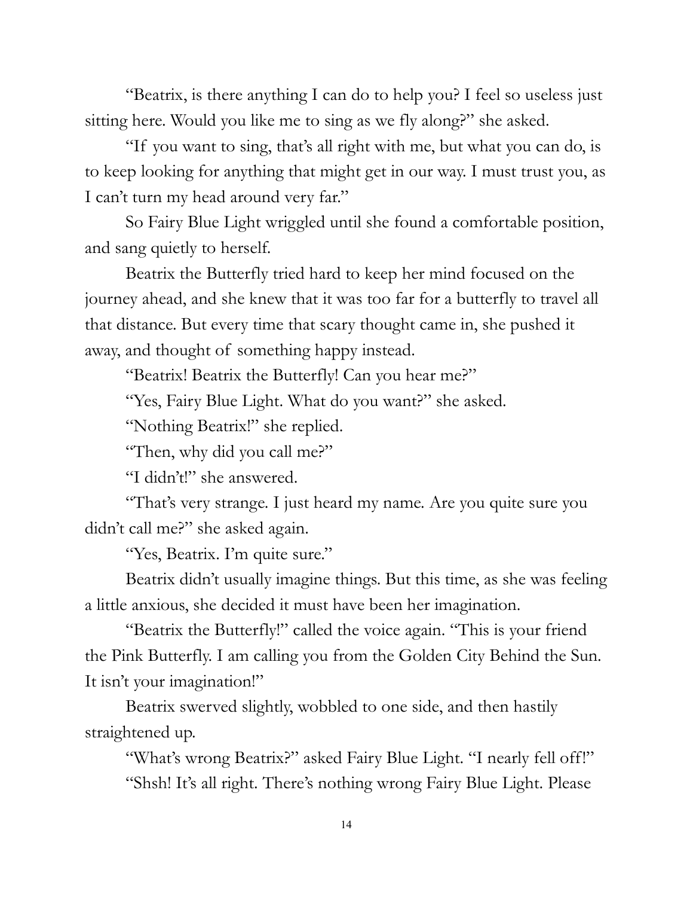"Beatrix, is there anything I can do to help you? I feel so useless just sitting here. Would you like me to sing as we fly along?" she asked.

"If you want to sing, that's all right with me, but what you can do, is to keep looking for anything that might get in our way. I must trust you, as I can't turn my head around very far."

So Fairy Blue Light wriggled until she found a comfortable position, and sang quietly to herself.

Beatrix the Butterfly tried hard to keep her mind focused on the journey ahead, and she knew that it was too far for a butterfly to travel all that distance. But every time that scary thought came in, she pushed it away, and thought of something happy instead.

"Beatrix! Beatrix the Butterfly! Can you hear me?"

"Yes, Fairy Blue Light. What do you want?" she asked.

"Nothing Beatrix!" she replied.

"Then, why did you call me?"

"I didn't!" she answered.

"That's very strange. I just heard my name. Are you quite sure you didn't call me?" she asked again.

"Yes, Beatrix. I'm quite sure."

Beatrix didn't usually imagine things. But this time, as she was feeling a little anxious, she decided it must have been her imagination.

"Beatrix the Butterfly!" called the voice again. "This is your friend the Pink Butterfly. I am calling you from the Golden City Behind the Sun. It isn't your imagination!"

Beatrix swerved slightly, wobbled to one side, and then hastily straightened up.

"What's wrong Beatrix?" asked Fairy Blue Light. "I nearly fell off!"

"Shsh! It's all right. There's nothing wrong Fairy Blue Light. Please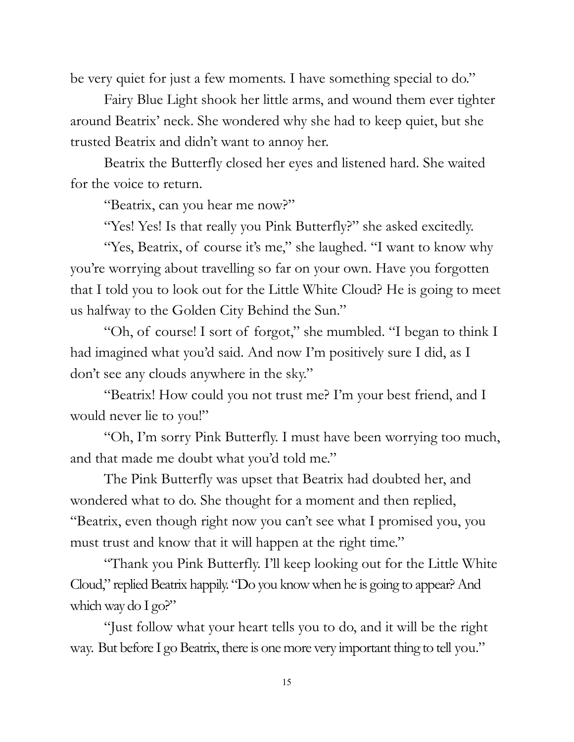be very quiet for just a few moments. I have something special to do."

Fairy Blue Light shook her little arms, and wound them ever tighter around Beatrix' neck. She wondered why she had to keep quiet, but she trusted Beatrix and didn't want to annoy her.

Beatrix the Butterfly closed her eyes and listened hard. She waited for the voice to return.

"Beatrix, can you hear me now?"

"Yes! Yes! Is that really you Pink Butterfly?" she asked excitedly.

"Yes, Beatrix, of course it's me," she laughed. "I want to know why you're worrying about travelling so far on your own. Have you forgotten that I told you to look out for the Little White Cloud? He is going to meet us halfway to the Golden City Behind the Sun."

"Oh, of course! I sort of forgot," she mumbled. "I began to think I had imagined what you'd said. And now I'm positively sure I did, as I don't see any clouds anywhere in the sky."

"Beatrix! How could you not trust me? I'm your best friend, and I would never lie to you!"

"Oh, I'm sorry Pink Butterfly. I must have been worrying too much, and that made me doubt what you'd told me."

The Pink Butterfly was upset that Beatrix had doubted her, and wondered what to do. She thought for a moment and then replied, "Beatrix, even though right now you can't see what I promised you, you must trust and know that it will happen at the right time."

"Thank you Pink Butterfly. I'll keep looking out for the Little White Cloud," replied Beatrix happily. "Do you know when he is going to appear? And which way do I go?"

"Just follow what your heart tells you to do, and it will be the right way. But before I go Beatrix, there is one more very important thing to tell you."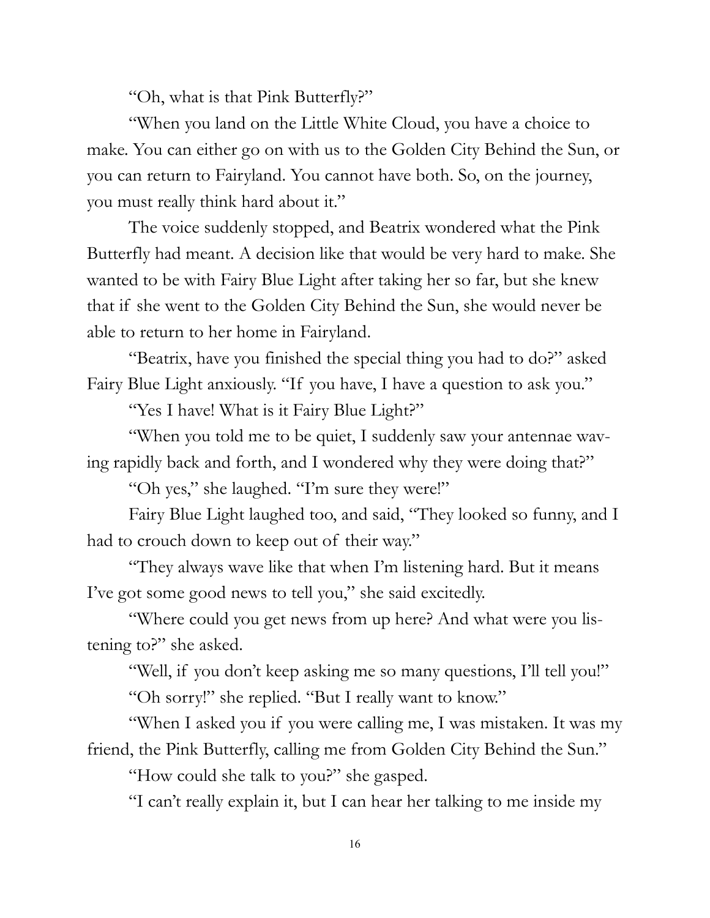"Oh, what is that Pink Butterfly?"

"When you land on the Little White Cloud, you have a choice to make. You can either go on with us to the Golden City Behind the Sun, or you can return to Fairyland. You cannot have both. So, on the journey, you must really think hard about it."

The voice suddenly stopped, and Beatrix wondered what the Pink Butterfly had meant. A decision like that would be very hard to make. She wanted to be with Fairy Blue Light after taking her so far, but she knew that if she went to the Golden City Behind the Sun, she would never be able to return to her home in Fairyland.

"Beatrix, have you finished the special thing you had to do?" asked Fairy Blue Light anxiously. "If you have, I have a question to ask you."

"Yes I have! What is it Fairy Blue Light?"

"When you told me to be quiet, I suddenly saw your antennae waving rapidly back and forth, and I wondered why they were doing that?"

"Oh yes," she laughed. "I'm sure they were!"

Fairy Blue Light laughed too, and said, "They looked so funny, and I had to crouch down to keep out of their way."

"They always wave like that when I'm listening hard. But it means I've got some good news to tell you," she said excitedly.

"Where could you get news from up here? And what were you listening to?" she asked.

"Well, if you don't keep asking me so many questions, I'll tell you!"

"Oh sorry!" she replied. "But I really want to know."

"When I asked you if you were calling me, I was mistaken. It was my friend, the Pink Butterfly, calling me from Golden City Behind the Sun."

"How could she talk to you?" she gasped.

"I can't really explain it, but I can hear her talking to me inside my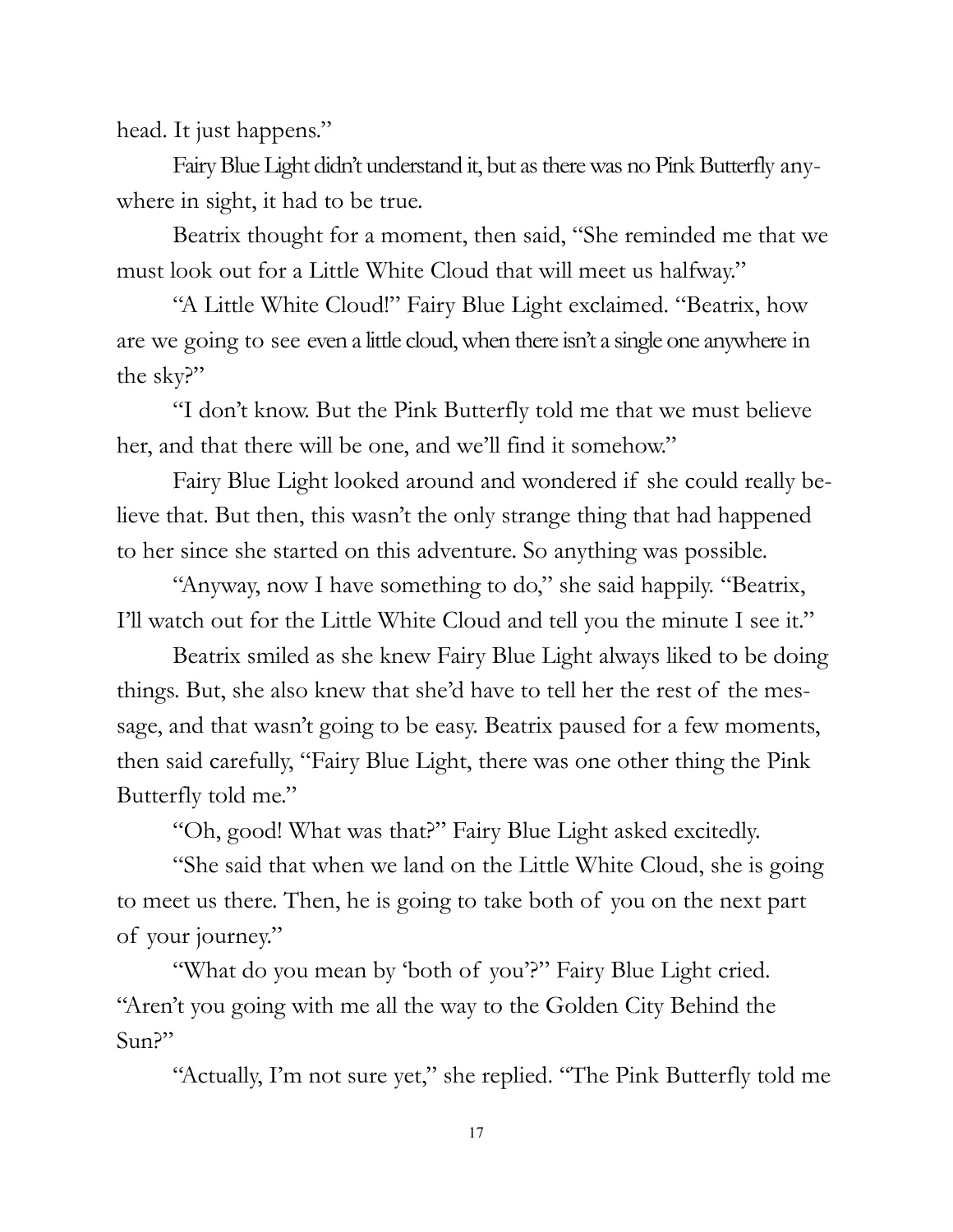head. It just happens."

Fairy Blue Light didn't understand it, but as there was no Pink Butterfly anywhere in sight, it had to be true.

Beatrix thought for a moment, then said, "She reminded me that we must look out for a Little White Cloud that will meet us halfway."

"A Little White Cloud!" Fairy Blue Light exclaimed. "Beatrix, how are we going to see even a little cloud, when there isn't a single one anywhere in the sky?"

"I don't know. But the Pink Butterfly told me that we must believe her, and that there will be one, and we'll find it somehow."

Fairy Blue Light looked around and wondered if she could really believe that. But then, this wasn't the only strange thing that had happened to her since she started on this adventure. So anything was possible.

"Anyway, now I have something to do," she said happily. "Beatrix, I'll watch out for the Little White Cloud and tell you the minute I see it."

Beatrix smiled as she knew Fairy Blue Light always liked to be doing things. But, she also knew that she'd have to tell her the rest of the message, and that wasn't going to be easy. Beatrix paused for a few moments, then said carefully, "Fairy Blue Light, there was one other thing the Pink Butterfly told me."

"Oh, good! What was that?" Fairy Blue Light asked excitedly.

"She said that when we land on the Little White Cloud, she is going to meet us there. Then, he is going to take both of you on the next part of your journey."

"What do you mean by 'both of you'?" Fairy Blue Light cried. "Aren't you going with me all the way to the Golden City Behind the Sun?"

"Actually, I'm not sure yet," she replied. "The Pink Butterfly told me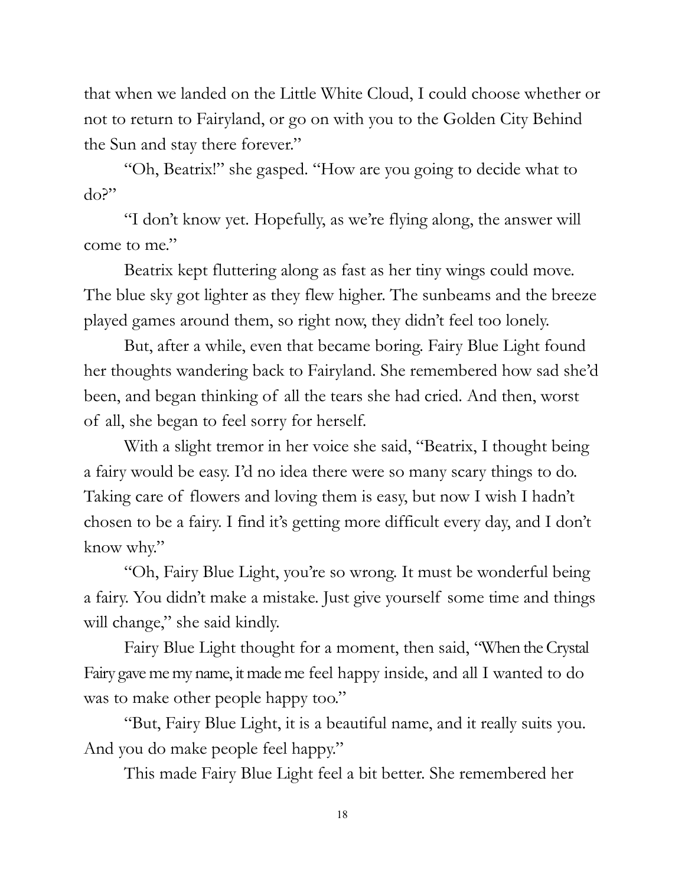that when we landed on the Little White Cloud, I could choose whether or not to return to Fairyland, or go on with you to the Golden City Behind the Sun and stay there forever."

"Oh, Beatrix!" she gasped. "How are you going to decide what to do?"

"I don't know yet. Hopefully, as we're flying along, the answer will come to me."

Beatrix kept fluttering along as fast as her tiny wings could move. The blue sky got lighter as they flew higher. The sunbeams and the breeze played games around them, so right now, they didn't feel too lonely.

But, after a while, even that became boring. Fairy Blue Light found her thoughts wandering back to Fairyland. She remembered how sad she'd been, and began thinking of all the tears she had cried. And then, worst of all, she began to feel sorry for herself.

With a slight tremor in her voice she said, "Beatrix, I thought being a fairy would be easy. I'd no idea there were so many scary things to do. Taking care of flowers and loving them is easy, but now I wish I hadn't chosen to be a fairy. I find it's getting more difficult every day, and I don't know why."

"Oh, Fairy Blue Light, you're so wrong. It must be wonderful being a fairy. You didn't make a mistake. Just give yourself some time and things will change," she said kindly.

Fairy Blue Light thought for a moment, then said, "When the Crystal Fairy gave me my name, it made me feel happy inside, and all I wanted to do was to make other people happy too."

"But, Fairy Blue Light, it is a beautiful name, and it really suits you. And you do make people feel happy."

This made Fairy Blue Light feel a bit better. She remembered her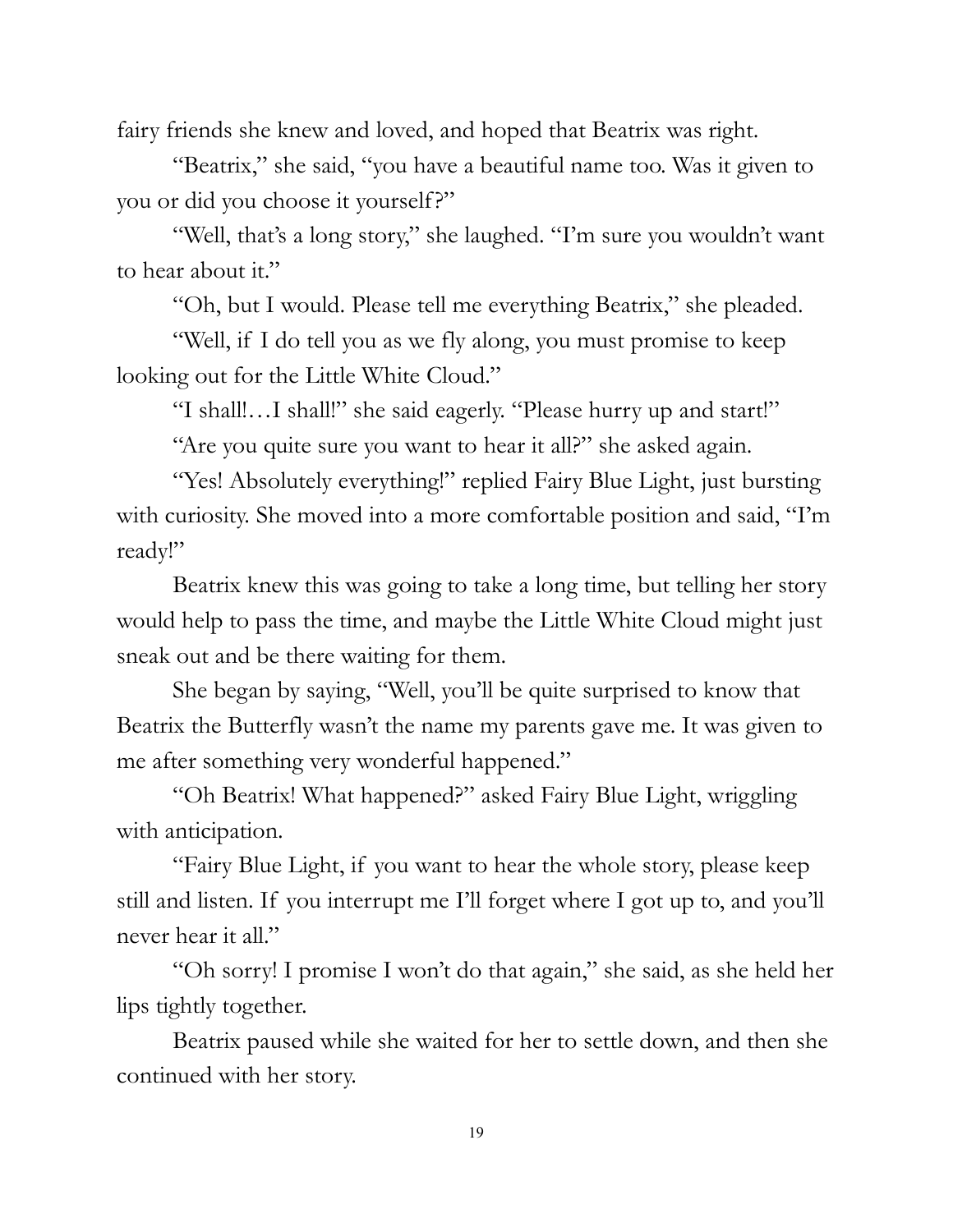fairy friends she knew and loved, and hoped that Beatrix was right.

"Beatrix," she said, "you have a beautiful name too. Was it given to you or did you choose it yourself?"

"Well, that's a long story," she laughed. "I'm sure you wouldn't want to hear about it."

"Oh, but I would. Please tell me everything Beatrix," she pleaded.

"Well, if I do tell you as we fly along, you must promise to keep looking out for the Little White Cloud."

"I shall!…I shall!" she said eagerly. "Please hurry up and start!"

"Are you quite sure you want to hear it all?" she asked again.

"Yes! Absolutely everything!" replied Fairy Blue Light, just bursting with curiosity. She moved into a more comfortable position and said, "I'm ready!"

Beatrix knew this was going to take a long time, but telling her story would help to pass the time, and maybe the Little White Cloud might just sneak out and be there waiting for them.

She began by saying, "Well, you'll be quite surprised to know that Beatrix the Butterfly wasn't the name my parents gave me. It was given to me after something very wonderful happened."

"Oh Beatrix! What happened?" asked Fairy Blue Light, wriggling with anticipation.

"Fairy Blue Light, if you want to hear the whole story, please keep still and listen. If you interrupt me I'll forget where I got up to, and you'll never hear it all."

"Oh sorry! I promise I won't do that again," she said, as she held her lips tightly together.

Beatrix paused while she waited for her to settle down, and then she continued with her story.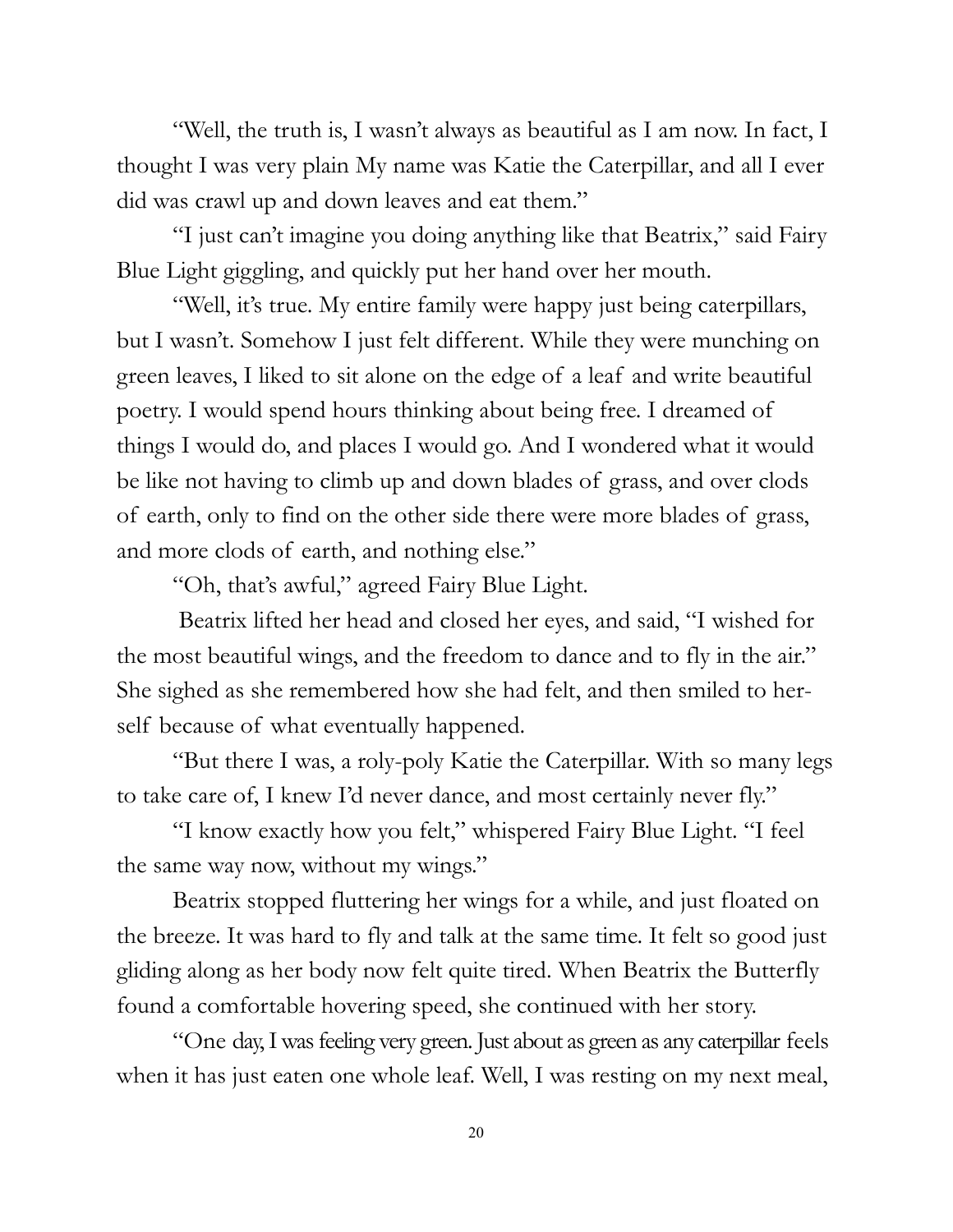"Well, the truth is, I wasn't always as beautiful as I am now. In fact, I thought I was very plain My name was Katie the Caterpillar, and all I ever did was crawl up and down leaves and eat them."

"I just can't imagine you doing anything like that Beatrix," said Fairy Blue Light giggling, and quickly put her hand over her mouth.

"Well, it's true. My entire family were happy just being caterpillars, but I wasn't. Somehow I just felt different. While they were munching on green leaves, I liked to sit alone on the edge of a leaf and write beautiful poetry. I would spend hours thinking about being free. I dreamed of things I would do, and places I would go. And I wondered what it would be like not having to climb up and down blades of grass, and over clods of earth, only to find on the other side there were more blades of grass, and more clods of earth, and nothing else."

"Oh, that's awful," agreed Fairy Blue Light.

Beatrix lifted her head and closed her eyes, and said, "I wished for the most beautiful wings, and the freedom to dance and to fly in the air." She sighed as she remembered how she had felt, and then smiled to herself because of what eventually happened.

"But there I was, a roly-poly Katie the Caterpillar. With so many legs to take care of, I knew I'd never dance, and most certainly never fly."

"I know exactly how you felt," whispered Fairy Blue Light. "I feel the same way now, without my wings."

Beatrix stopped fluttering her wings for a while, and just floated on the breeze. It was hard to fly and talk at the same time. It felt so good just gliding along as her body now felt quite tired. When Beatrix the Butterfly found a comfortable hovering speed, she continued with her story.

"One day, I was feeling very green. Just about as green as any caterpillar feels when it has just eaten one whole leaf. Well, I was resting on my next meal,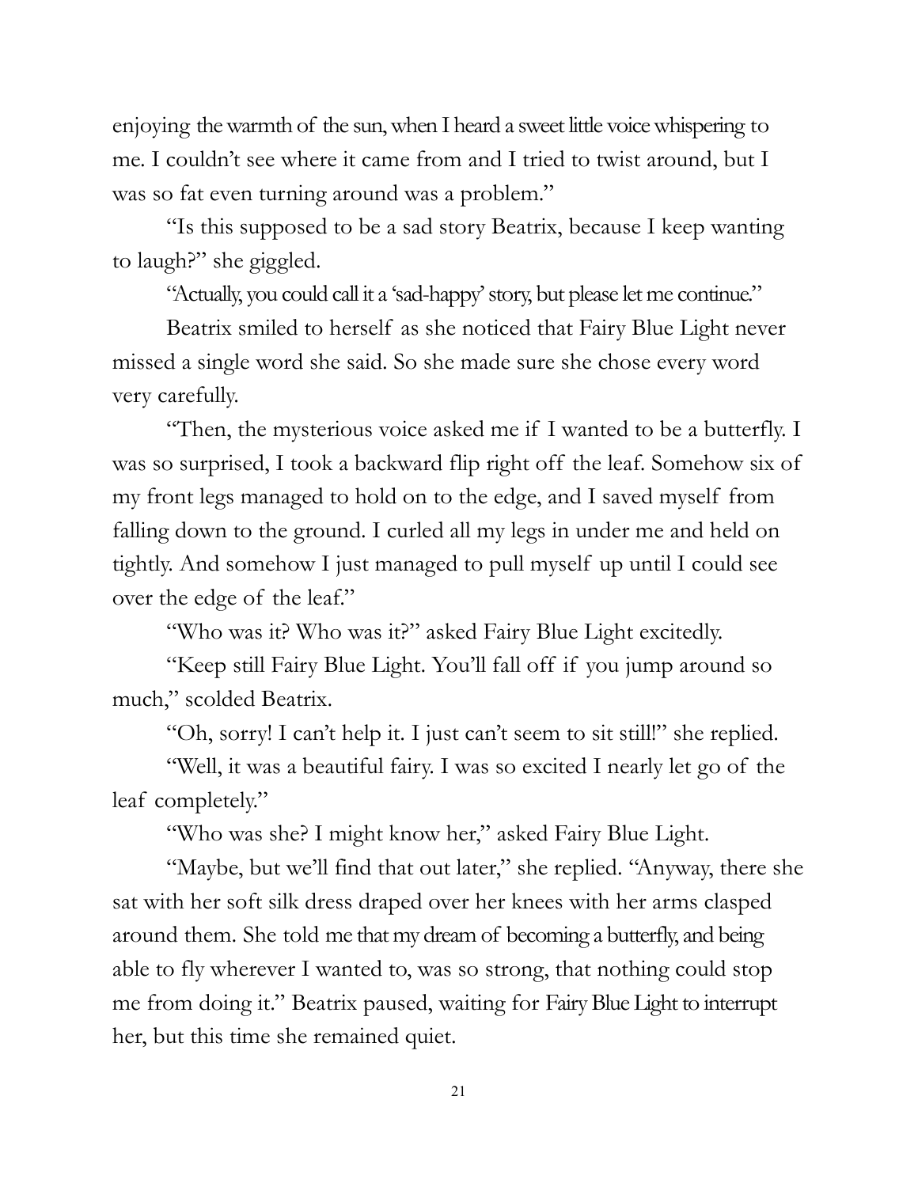enjoying the warmth of the sun, when I heard a sweet little voice whispering to me. I couldn't see where it came from and I tried to twist around, but I was so fat even turning around was a problem."

"Is this supposed to be a sad story Beatrix, because I keep wanting to laugh?" she giggled.

"Actually, you could call it a 'sad-happy' story, but please let me continue."

Beatrix smiled to herself as she noticed that Fairy Blue Light never missed a single word she said. So she made sure she chose every word very carefully.

"Then, the mysterious voice asked me if I wanted to be a butterfly. I was so surprised, I took a backward flip right off the leaf. Somehow six of my front legs managed to hold on to the edge, and I saved myself from falling down to the ground. I curled all my legs in under me and held on tightly. And somehow I just managed to pull myself up until I could see over the edge of the leaf."

"Who was it? Who was it?" asked Fairy Blue Light excitedly.

"Keep still Fairy Blue Light. You'll fall off if you jump around so much," scolded Beatrix.

"Oh, sorry! I can't help it. I just can't seem to sit still!" she replied.

"Well, it was a beautiful fairy. I was so excited I nearly let go of the leaf completely."

"Who was she? I might know her," asked Fairy Blue Light.

"Maybe, but we'll find that out later," she replied. "Anyway, there she sat with her soft silk dress draped over her knees with her arms clasped around them. She told me that my dream of becoming a butterfly, and being able to fly wherever I wanted to, was so strong, that nothing could stop me from doing it." Beatrix paused, waiting for Fairy Blue Light to interrupt her, but this time she remained quiet.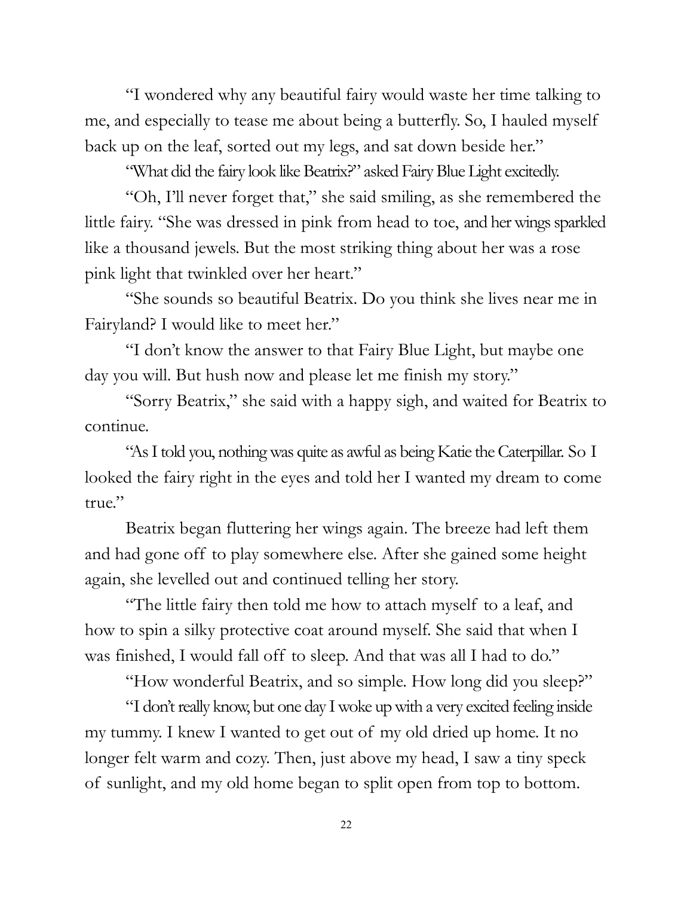"I wondered why any beautiful fairy would waste her time talking to me, and especially to tease me about being a butterfly. So, I hauled myself back up on the leaf, sorted out my legs, and sat down beside her."

"What did the fairy look like Beatrix?" asked Fairy Blue Light excitedly.

"Oh, I'll never forget that," she said smiling, as she remembered the little fairy. "She was dressed in pink from head to toe, and her wings sparkled like a thousand jewels. But the most striking thing about her was a rose pink light that twinkled over her heart."

"She sounds so beautiful Beatrix. Do you think she lives near me in Fairyland? I would like to meet her."

"I don't know the answer to that Fairy Blue Light, but maybe one day you will. But hush now and please let me finish my story."

"Sorry Beatrix," she said with a happy sigh, and waited for Beatrix to continue.

"As I told you, nothing was quite as awful as being Katie the Caterpillar. So I looked the fairy right in the eyes and told her I wanted my dream to come true."

Beatrix began fluttering her wings again. The breeze had left them and had gone off to play somewhere else. After she gained some height again, she levelled out and continued telling her story.

"The little fairy then told me how to attach myself to a leaf, and how to spin a silky protective coat around myself. She said that when I was finished, I would fall off to sleep. And that was all I had to do."

"How wonderful Beatrix, and so simple. How long did you sleep?"

"I don't really know, but one day I woke up with a very excited feeling inside my tummy. I knew I wanted to get out of my old dried up home. It no longer felt warm and cozy. Then, just above my head, I saw a tiny speck of sunlight, and my old home began to split open from top to bottom.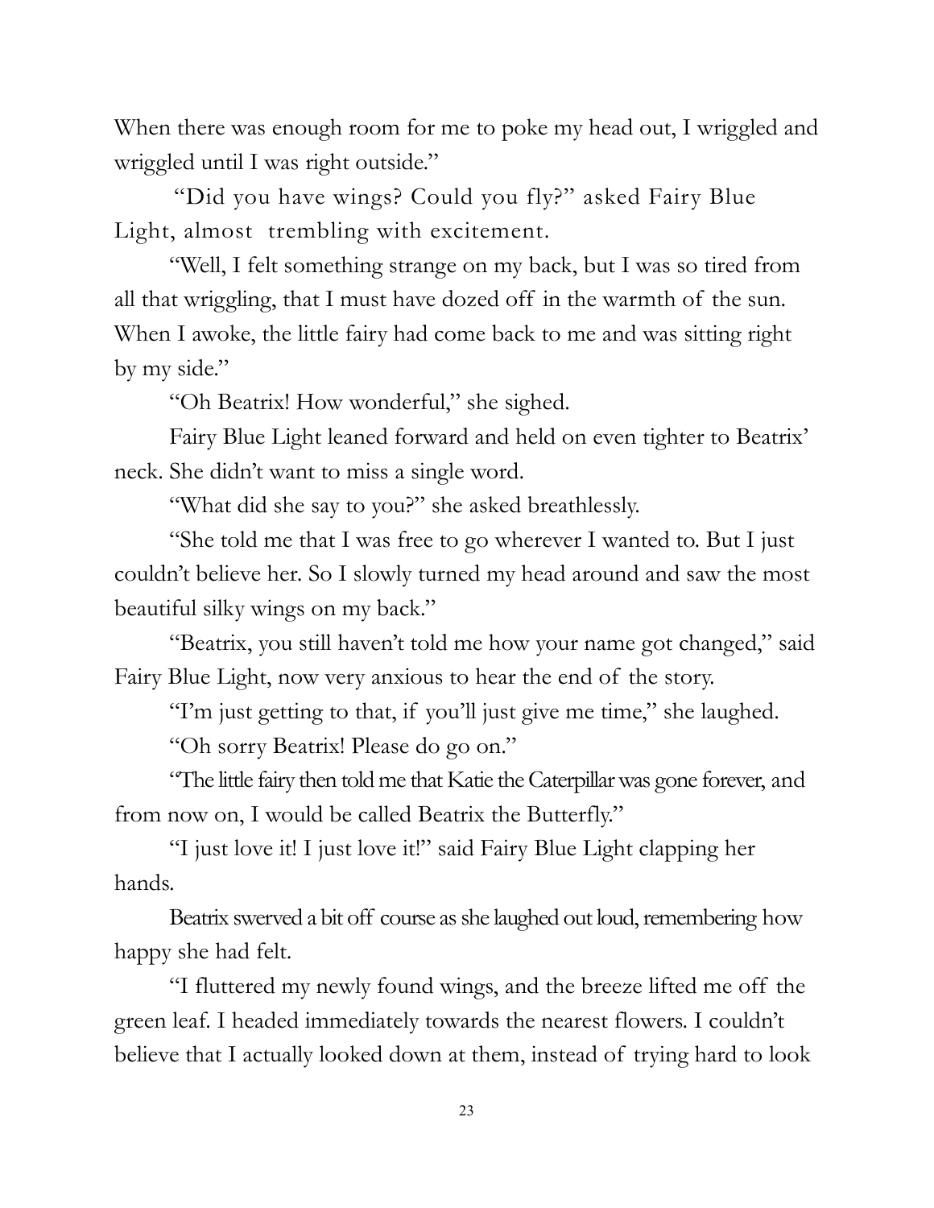When there was enough room for me to poke my head out, I wriggled and wriggled until I was right outside."

"Did you have wings? Could you fly?" asked Fairy Blue Light, almost trembling with excitement.

"Well, I felt something strange on my back, but I was so tired from all that wriggling, that I must have dozed off in the warmth of the sun. When I awoke, the little fairy had come back to me and was sitting right by my side."

"Oh Beatrix! How wonderful," she sighed.

Fairy Blue Light leaned forward and held on even tighter to Beatrix' neck. She didn't want to miss a single word.

"What did she say to you?" she asked breathlessly.

"She told me that I was free to go wherever I wanted to. But I just couldn't believe her. So I slowly turned my head around and saw the most beautiful silky wings on my back."

"Beatrix, you still haven't told me how your name got changed," said Fairy Blue Light, now very anxious to hear the end of the story.

"I'm just getting to that, if you'll just give me time," she laughed.

"Oh sorry Beatrix! Please do go on."

"The little fairy then told me that Katie the Caterpillar was gone forever, and from now on, I would be called Beatrix the Butterfly."

"I just love it! I just love it!" said Fairy Blue Light clapping her hands.

Beatrix swerved a bit off course as she laughed out loud, remembering how happy she had felt.

"I fluttered my newly found wings, and the breeze lifted me off the green leaf. I headed immediately towards the nearest flowers. I couldn't believe that I actually looked down at them, instead of trying hard to look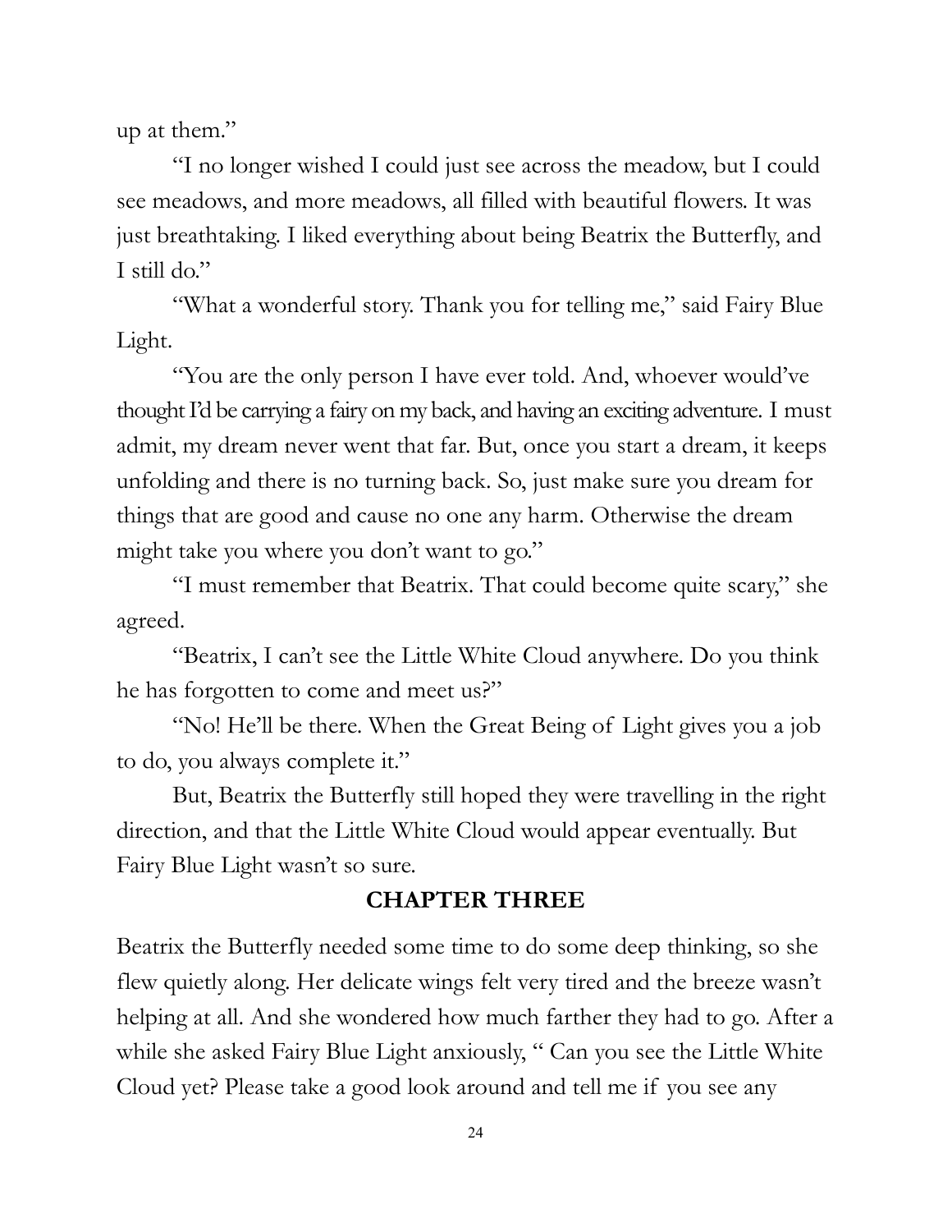up at them."

"I no longer wished I could just see across the meadow, but I could see meadows, and more meadows, all filled with beautiful flowers. It was just breathtaking. I liked everything about being Beatrix the Butterfly, and I still do."

"What a wonderful story. Thank you for telling me," said Fairy Blue Light.

"You are the only person I have ever told. And, whoever would've thought I'd be carrying a fairy on my back, and having an exciting adventure. I must admit, my dream never went that far. But, once you start a dream, it keeps unfolding and there is no turning back. So, just make sure you dream for things that are good and cause no one any harm. Otherwise the dream might take you where you don't want to go."

"I must remember that Beatrix. That could become quite scary," she agreed.

"Beatrix, I can't see the Little White Cloud anywhere. Do you think he has forgotten to come and meet us?"

"No! He'll be there. When the Great Being of Light gives you a job to do, you always complete it."

But, Beatrix the Butterfly still hoped they were travelling in the right direction, and that the Little White Cloud would appear eventually. But Fairy Blue Light wasn't so sure.

## CHAPTER THREE

Beatrix the Butterfly needed some time to do some deep thinking, so she flew quietly along. Her delicate wings felt very tired and the breeze wasn't helping at all. And she wondered how much farther they had to go. After a while she asked Fairy Blue Light anxiously, " Can you see the Little White Cloud yet? Please take a good look around and tell me if you see any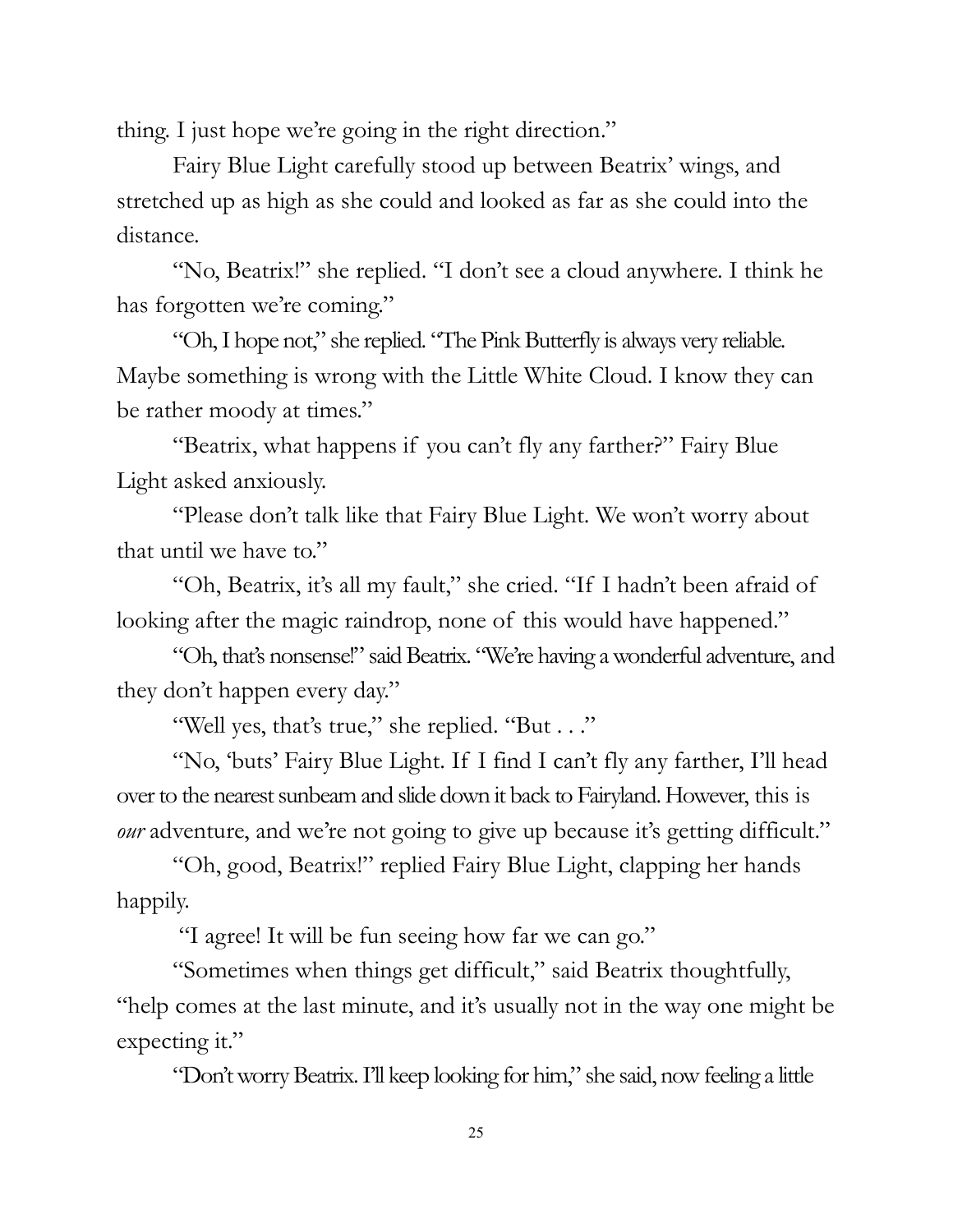thing. I just hope we're going in the right direction."

Fairy Blue Light carefully stood up between Beatrix' wings, and stretched up as high as she could and looked as far as she could into the distance.

"No, Beatrix!" she replied. "I don't see a cloud anywhere. I think he has forgotten we're coming."

"Oh, I hope not," she replied. "The Pink Butterfly is always very reliable. Maybe something is wrong with the Little White Cloud. I know they can be rather moody at times."

"Beatrix, what happens if you can't fly any farther?" Fairy Blue Light asked anxiously.

"Please don't talk like that Fairy Blue Light. We won't worry about that until we have to."

"Oh, Beatrix, it's all my fault," she cried. "If I hadn't been afraid of looking after the magic raindrop, none of this would have happened."

"Oh, that's nonsense!" said Beatrix. "We're having a wonderful adventure, and they don't happen every day."

"Well yes, that's true," she replied. "But . . ."

"No, 'buts' Fairy Blue Light. If I find I can't fly any farther, I'll head over to the nearest sunbeam and slide down it back to Fairyland. However, this is *our* adventure, and we're not going to give up because it's getting difficult."

"Oh, good, Beatrix!" replied Fairy Blue Light, clapping her hands happily.

"I agree! It will be fun seeing how far we can go."

"Sometimes when things get difficult," said Beatrix thoughtfully, "help comes at the last minute, and it's usually not in the way one might be expecting it."

"Don't worry Beatrix. I'll keep looking for him," she said, now feeling a little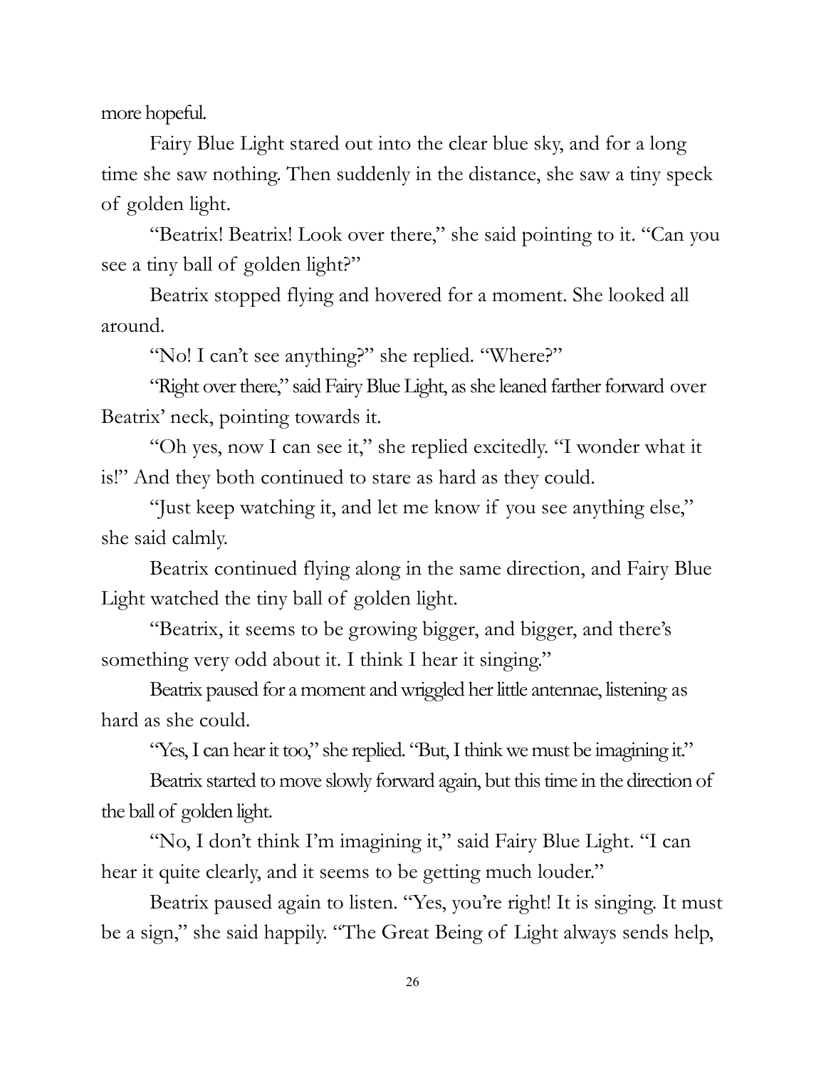more hopeful.

Fairy Blue Light stared out into the clear blue sky, and for a long time she saw nothing. Then suddenly in the distance, she saw a tiny speck of golden light.

"Beatrix! Beatrix! Look over there," she said pointing to it. "Can you see a tiny ball of golden light?"

Beatrix stopped flying and hovered for a moment. She looked all around.

"No! I can't see anything?" she replied. "Where?"

"Right over there," said Fairy Blue Light, as she leaned farther forward over Beatrix' neck, pointing towards it.

"Oh yes, now I can see it," she replied excitedly. "I wonder what it is!" And they both continued to stare as hard as they could.

"Just keep watching it, and let me know if you see anything else," she said calmly.

Beatrix continued flying along in the same direction, and Fairy Blue Light watched the tiny ball of golden light.

"Beatrix, it seems to be growing bigger, and bigger, and there's something very odd about it. I think I hear it singing."

Beatrix paused for a moment and wriggled her little antennae, listening as hard as she could.

"Yes, I can hear it too," she replied. "But, I think we must be imagining it."

Beatrix started to move slowly forward again, but this time in the direction of the ball of golden light.

"No, I don't think I'm imagining it," said Fairy Blue Light. "I can hear it quite clearly, and it seems to be getting much louder."

Beatrix paused again to listen. "Yes, you're right! It is singing. It must be a sign," she said happily. "The Great Being of Light always sends help,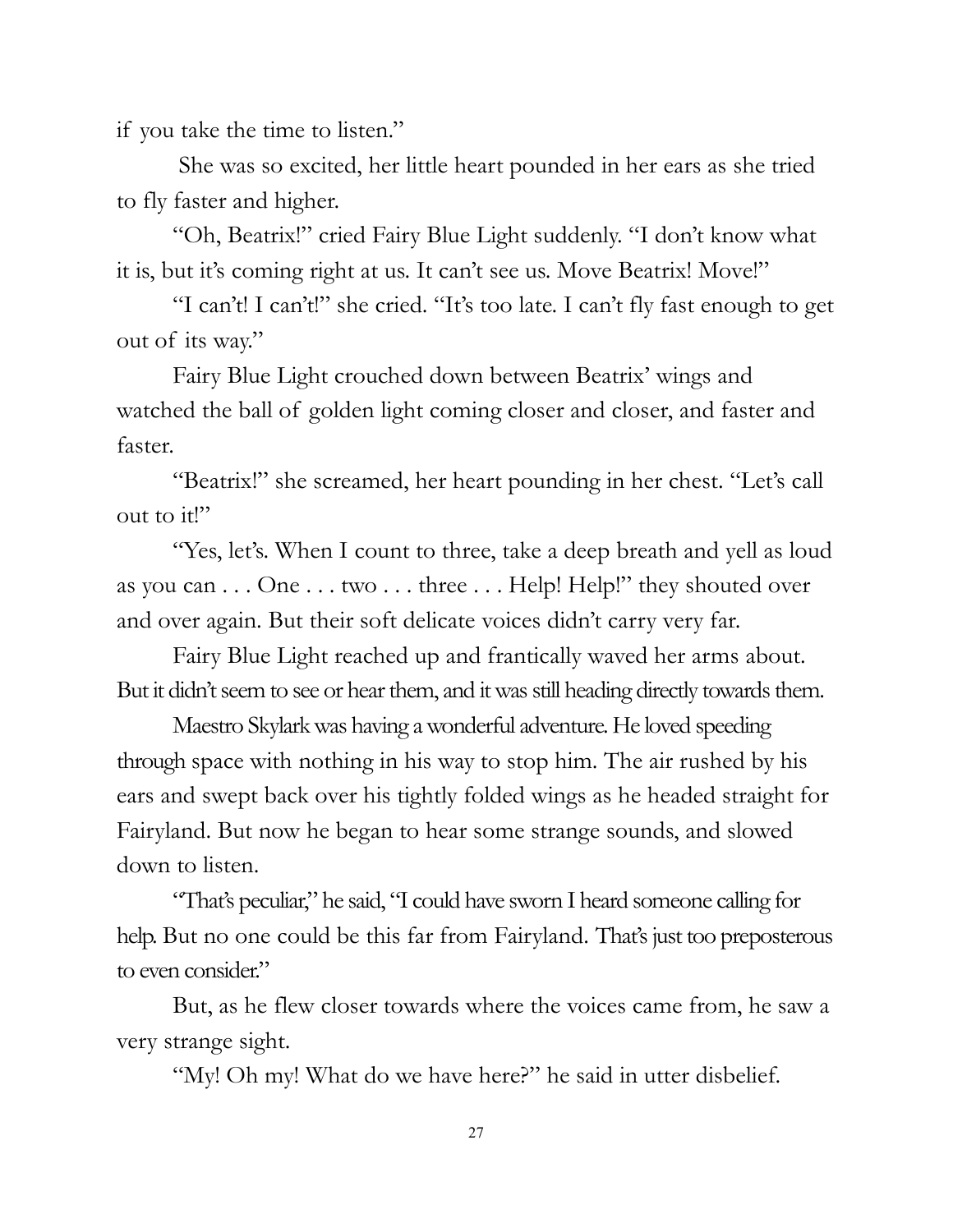if you take the time to listen."

She was so excited, her little heart pounded in her ears as she tried to fly faster and higher.

"Oh, Beatrix!" cried Fairy Blue Light suddenly. "I don't know what it is, but it's coming right at us. It can't see us. Move Beatrix! Move!"

"I can't! I can't!" she cried. "It's too late. I can't fly fast enough to get out of its way."

Fairy Blue Light crouched down between Beatrix' wings and watched the ball of golden light coming closer and closer, and faster and faster.

"Beatrix!" she screamed, her heart pounding in her chest. "Let's call out to it!"

"Yes, let's. When I count to three, take a deep breath and yell as loud as you can . . . One . . . two . . . three . . . Help! Help!" they shouted over and over again. But their soft delicate voices didn't carry very far.

Fairy Blue Light reached up and frantically waved her arms about. But it didn't seem to see or hear them, and it was still heading directly towards them.

Maestro Skylark was having a wonderful adventure. He loved speeding through space with nothing in his way to stop him. The air rushed by his ears and swept back over his tightly folded wings as he headed straight for Fairyland. But now he began to hear some strange sounds, and slowed down to listen.

"That's peculiar," he said, "I could have sworn I heard someone calling for help. But no one could be this far from Fairyland. That's just too preposterous to even consider."

But, as he flew closer towards where the voices came from, he saw a very strange sight.

"My! Oh my! What do we have here?" he said in utter disbelief.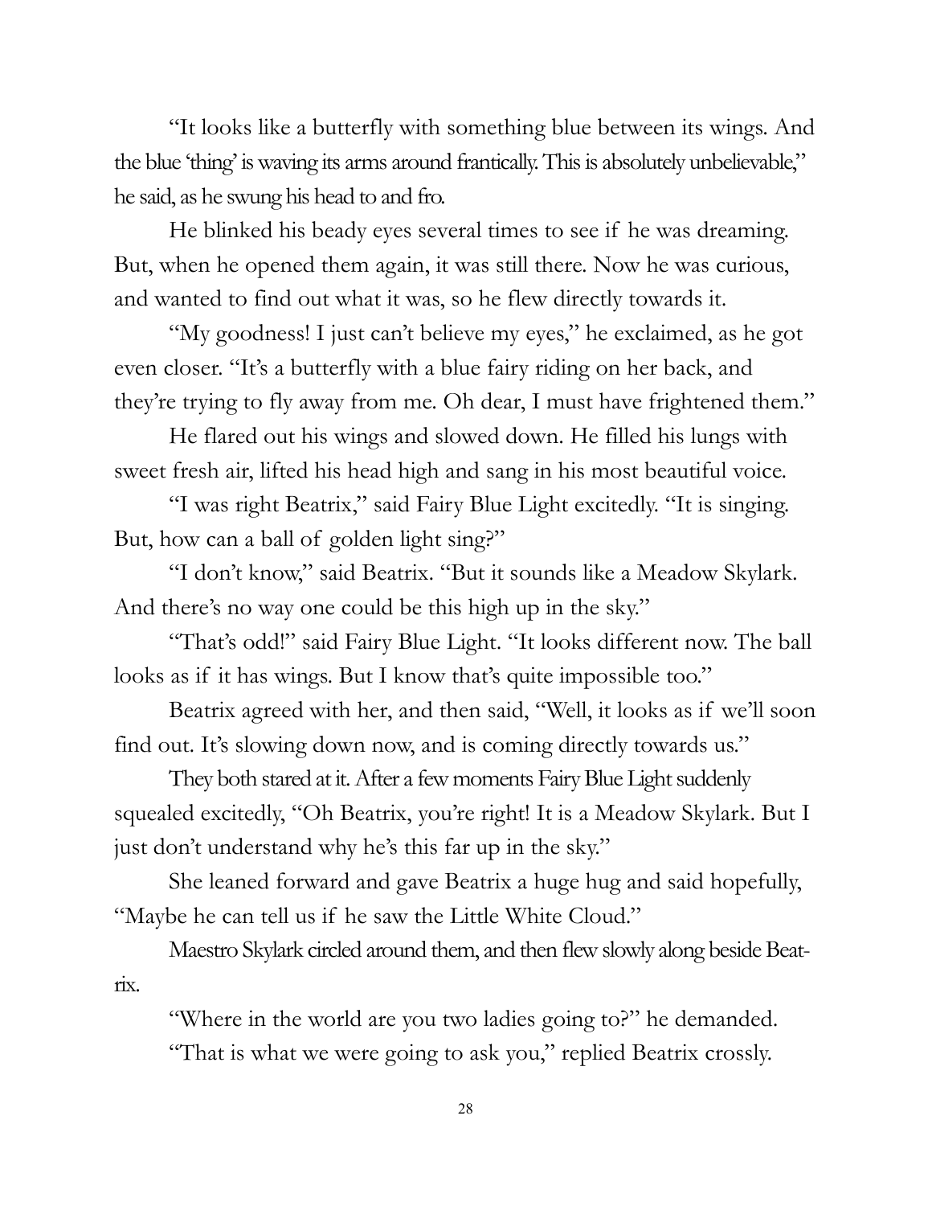"It looks like a butterfly with something blue between its wings. And the blue 'thing' is waving its arms around frantically. This is absolutely unbelievable," he said, as he swung his head to and fro.

He blinked his beady eyes several times to see if he was dreaming. But, when he opened them again, it was still there. Now he was curious, and wanted to find out what it was, so he flew directly towards it.

"My goodness! I just can't believe my eyes," he exclaimed, as he got even closer. "It's a butterfly with a blue fairy riding on her back, and they're trying to fly away from me. Oh dear, I must have frightened them."

He flared out his wings and slowed down. He filled his lungs with sweet fresh air, lifted his head high and sang in his most beautiful voice.

"I was right Beatrix," said Fairy Blue Light excitedly. "It is singing. But, how can a ball of golden light sing?"

"I don't know," said Beatrix. "But it sounds like a Meadow Skylark. And there's no way one could be this high up in the sky."

"That's odd!" said Fairy Blue Light. "It looks different now. The ball looks as if it has wings. But I know that's quite impossible too."

Beatrix agreed with her, and then said, "Well, it looks as if we'll soon find out. It's slowing down now, and is coming directly towards us."

They both stared at it. After a few moments Fairy Blue Light suddenly squealed excitedly, "Oh Beatrix, you're right! It is a Meadow Skylark. But I just don't understand why he's this far up in the sky."

She leaned forward and gave Beatrix a huge hug and said hopefully, "Maybe he can tell us if he saw the Little White Cloud."

Maestro Skylark circled around them, and then flew slowly along beside Beatrix.

"Where in the world are you two ladies going to?" he demanded.

"That is what we were going to ask you," replied Beatrix crossly.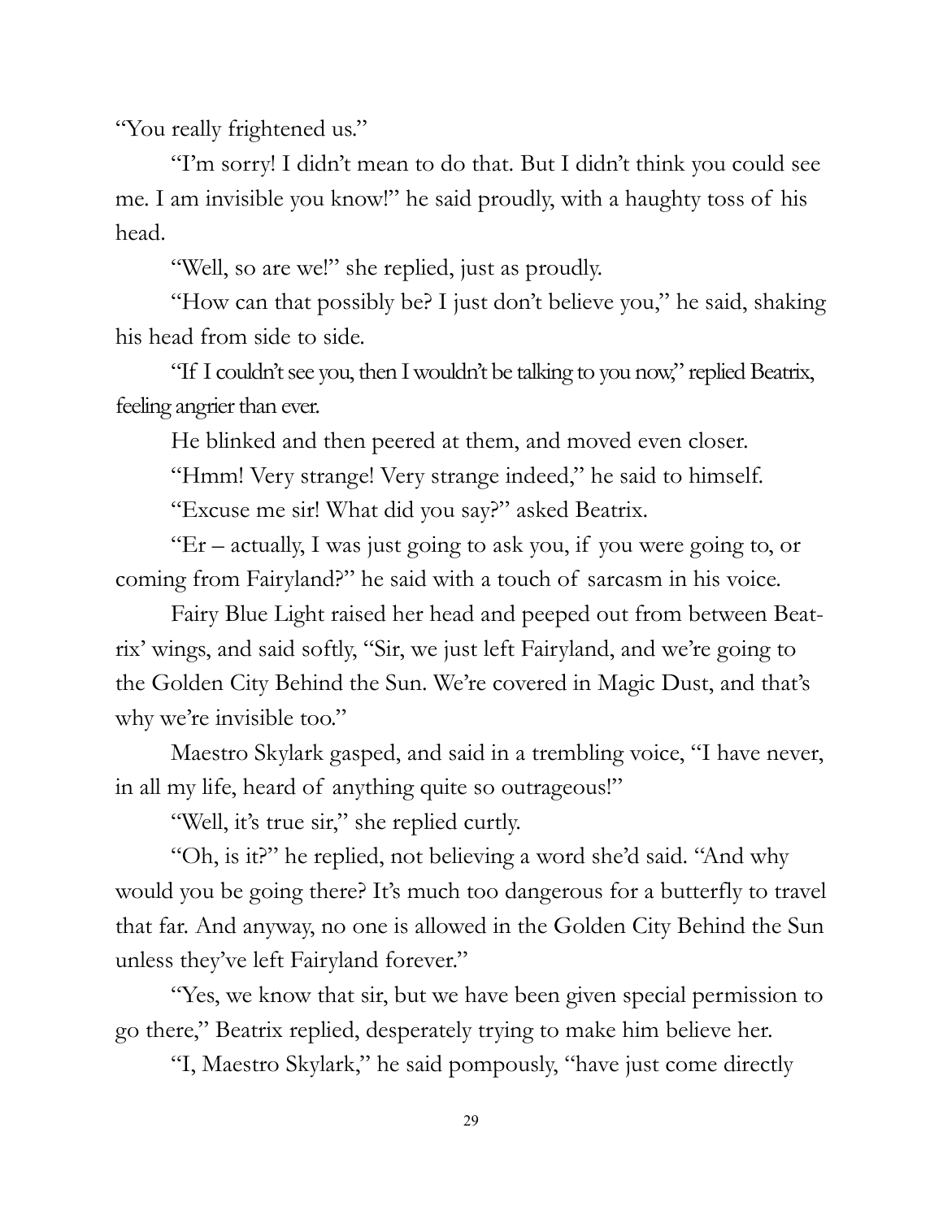"You really frightened us."

"I'm sorry! I didn't mean to do that. But I didn't think you could see me. I am invisible you know!" he said proudly, with a haughty toss of his head.

"Well, so are we!" she replied, just as proudly.

"How can that possibly be? I just don't believe you," he said, shaking his head from side to side.

"If I couldn't see you, then I wouldn't be talking to you now," replied Beatrix, feeling angrier than ever.

He blinked and then peered at them, and moved even closer.

"Hmm! Very strange! Very strange indeed," he said to himself.

"Excuse me sir! What did you say?" asked Beatrix.

"Er – actually, I was just going to ask you, if you were going to, or coming from Fairyland?" he said with a touch of sarcasm in his voice.

Fairy Blue Light raised her head and peeped out from between Beatrix' wings, and said softly, "Sir, we just left Fairyland, and we're going to the Golden City Behind the Sun. We're covered in Magic Dust, and that's why we're invisible too."

Maestro Skylark gasped, and said in a trembling voice, "I have never, in all my life, heard of anything quite so outrageous!"

"Well, it's true sir," she replied curtly.

"Oh, is it?" he replied, not believing a word she'd said. "And why would you be going there? It's much too dangerous for a butterfly to travel that far. And anyway, no one is allowed in the Golden City Behind the Sun unless they've left Fairyland forever."

"Yes, we know that sir, but we have been given special permission to go there," Beatrix replied, desperately trying to make him believe her.

"I, Maestro Skylark," he said pompously, "have just come directly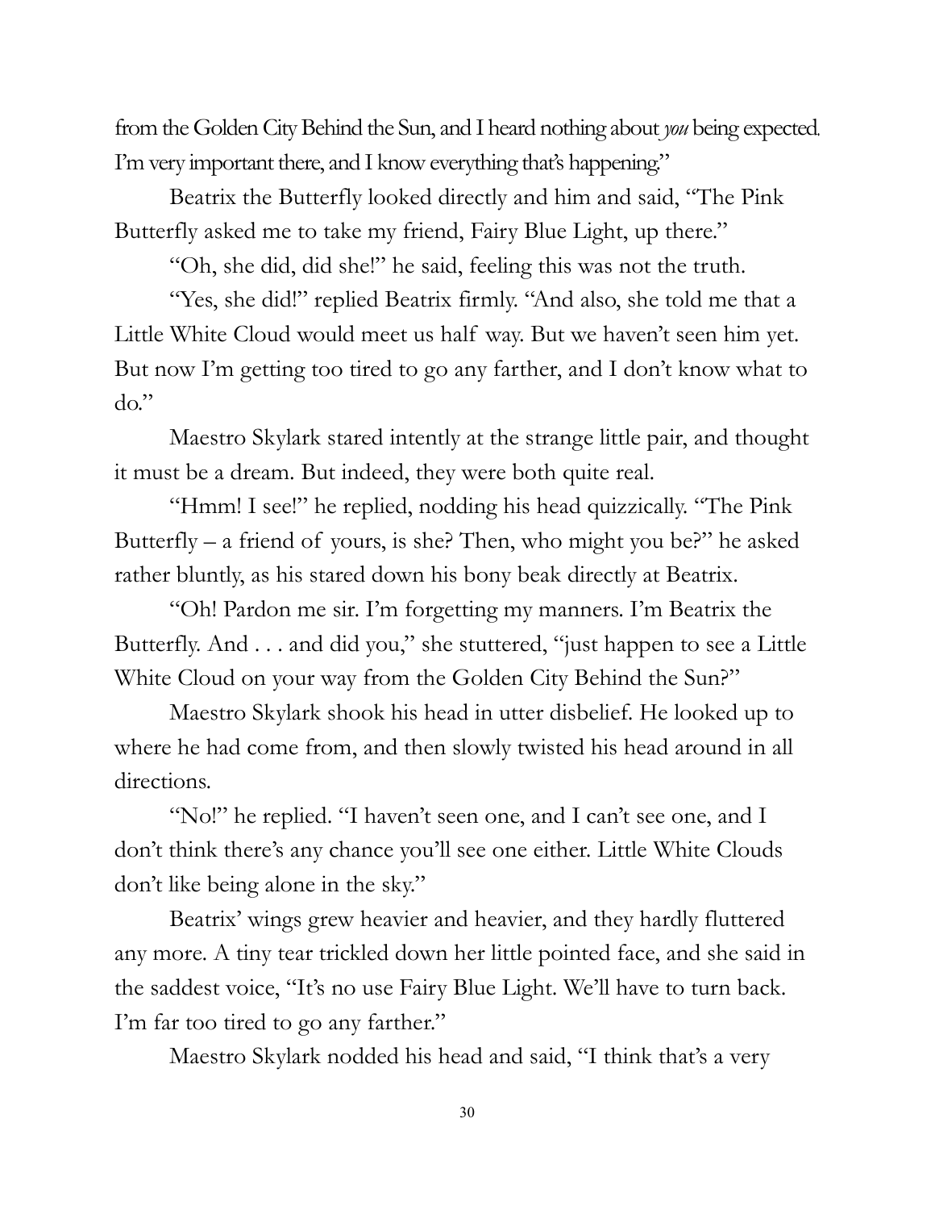from the Golden City Behind the Sun, and I heard nothing about *you* being expected. I'm very important there, and I know everything that's happening."

Beatrix the Butterfly looked directly and him and said, "The Pink Butterfly asked me to take my friend, Fairy Blue Light, up there."

"Oh, she did, did she!" he said, feeling this was not the truth.

"Yes, she did!" replied Beatrix firmly. "And also, she told me that a Little White Cloud would meet us half way. But we haven't seen him yet. But now I'm getting too tired to go any farther, and I don't know what to do."

Maestro Skylark stared intently at the strange little pair, and thought it must be a dream. But indeed, they were both quite real.

"Hmm! I see!" he replied, nodding his head quizzically. "The Pink Butterfly – a friend of yours, is she? Then, who might you be?" he asked rather bluntly, as his stared down his bony beak directly at Beatrix.

"Oh! Pardon me sir. I'm forgetting my manners. I'm Beatrix the Butterfly. And . . . and did you," she stuttered, "just happen to see a Little White Cloud on your way from the Golden City Behind the Sun?"

Maestro Skylark shook his head in utter disbelief. He looked up to where he had come from, and then slowly twisted his head around in all directions.

"No!" he replied. "I haven't seen one, and I can't see one, and I don't think there's any chance you'll see one either. Little White Clouds don't like being alone in the sky."

Beatrix' wings grew heavier and heavier, and they hardly fluttered any more. A tiny tear trickled down her little pointed face, and she said in the saddest voice, "It's no use Fairy Blue Light. We'll have to turn back. I'm far too tired to go any farther."

Maestro Skylark nodded his head and said, "I think that's a very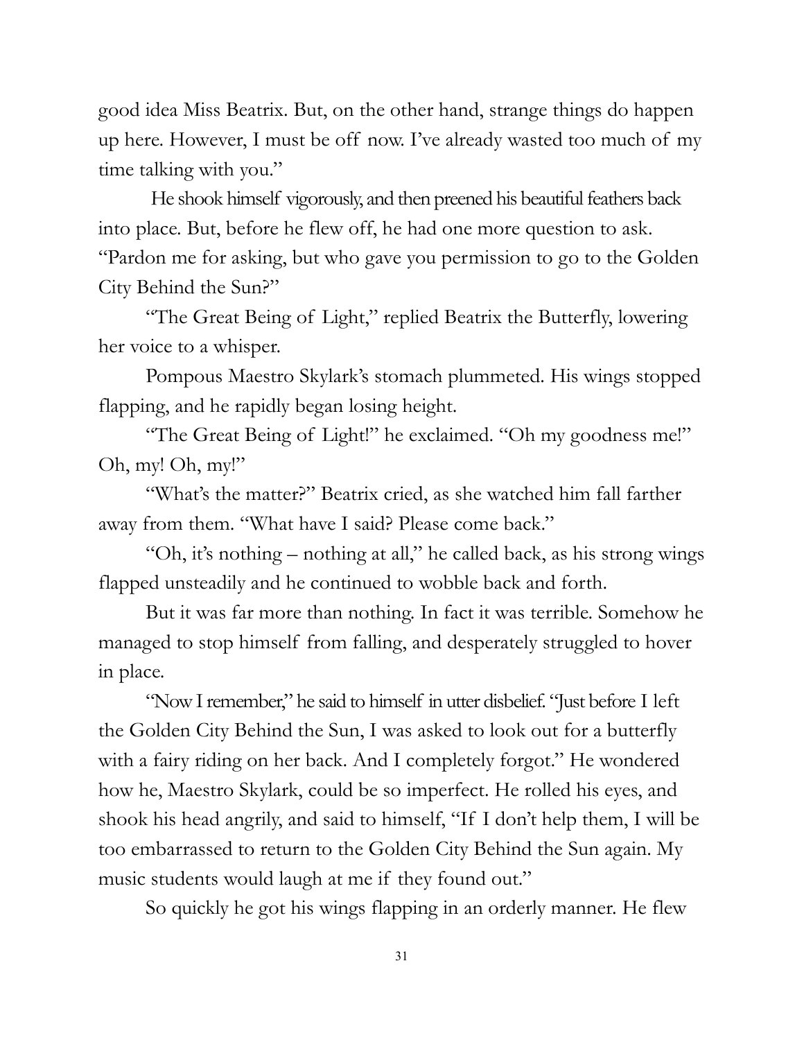good idea Miss Beatrix. But, on the other hand, strange things do happen up here. However, I must be off now. I've already wasted too much of my time talking with you."

He shook himself vigorously, and then preened his beautiful feathers back into place. But, before he flew off, he had one more question to ask. "Pardon me for asking, but who gave you permission to go to the Golden City Behind the Sun?"

"The Great Being of Light," replied Beatrix the Butterfly, lowering her voice to a whisper.

Pompous Maestro Skylark's stomach plummeted. His wings stopped flapping, and he rapidly began losing height.

"The Great Being of Light!" he exclaimed. "Oh my goodness me!" Oh, my! Oh, my!"

"What's the matter?" Beatrix cried, as she watched him fall farther away from them. "What have I said? Please come back."

"Oh, it's nothing – nothing at all," he called back, as his strong wings flapped unsteadily and he continued to wobble back and forth.

But it was far more than nothing. In fact it was terrible. Somehow he managed to stop himself from falling, and desperately struggled to hover in place.

"Now I remember," he said to himself in utter disbelief. "Just before I left the Golden City Behind the Sun, I was asked to look out for a butterfly with a fairy riding on her back. And I completely forgot." He wondered how he, Maestro Skylark, could be so imperfect. He rolled his eyes, and shook his head angrily, and said to himself, "If I don't help them, I will be too embarrassed to return to the Golden City Behind the Sun again. My music students would laugh at me if they found out."

So quickly he got his wings flapping in an orderly manner. He flew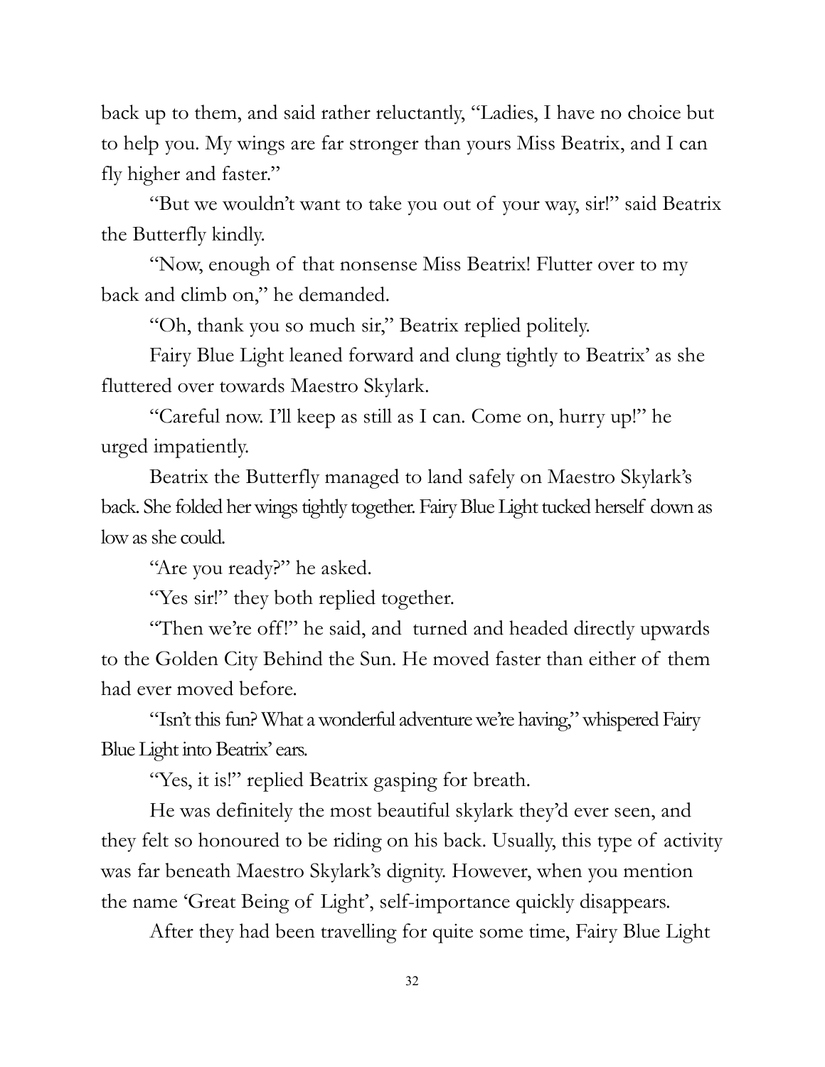back up to them, and said rather reluctantly, "Ladies, I have no choice but to help you. My wings are far stronger than yours Miss Beatrix, and I can fly higher and faster."

"But we wouldn't want to take you out of your way, sir!" said Beatrix the Butterfly kindly.

"Now, enough of that nonsense Miss Beatrix! Flutter over to my back and climb on," he demanded.

"Oh, thank you so much sir," Beatrix replied politely.

Fairy Blue Light leaned forward and clung tightly to Beatrix' as she fluttered over towards Maestro Skylark.

"Careful now. I'll keep as still as I can. Come on, hurry up!" he urged impatiently.

Beatrix the Butterfly managed to land safely on Maestro Skylark's back. She folded her wings tightly together. Fairy Blue Light tucked herself down as low as she could.

"Are you ready?" he asked.

"Yes sir!" they both replied together.

"Then we're off!" he said, and turned and headed directly upwards to the Golden City Behind the Sun. He moved faster than either of them had ever moved before.

"Isn't this fun? What a wonderful adventure we're having," whispered Fairy Blue Light into Beatrix' ears.

"Yes, it is!" replied Beatrix gasping for breath.

He was definitely the most beautiful skylark they'd ever seen, and they felt so honoured to be riding on his back. Usually, this type of activity was far beneath Maestro Skylark's dignity. However, when you mention the name 'Great Being of Light', self-importance quickly disappears.

After they had been travelling for quite some time, Fairy Blue Light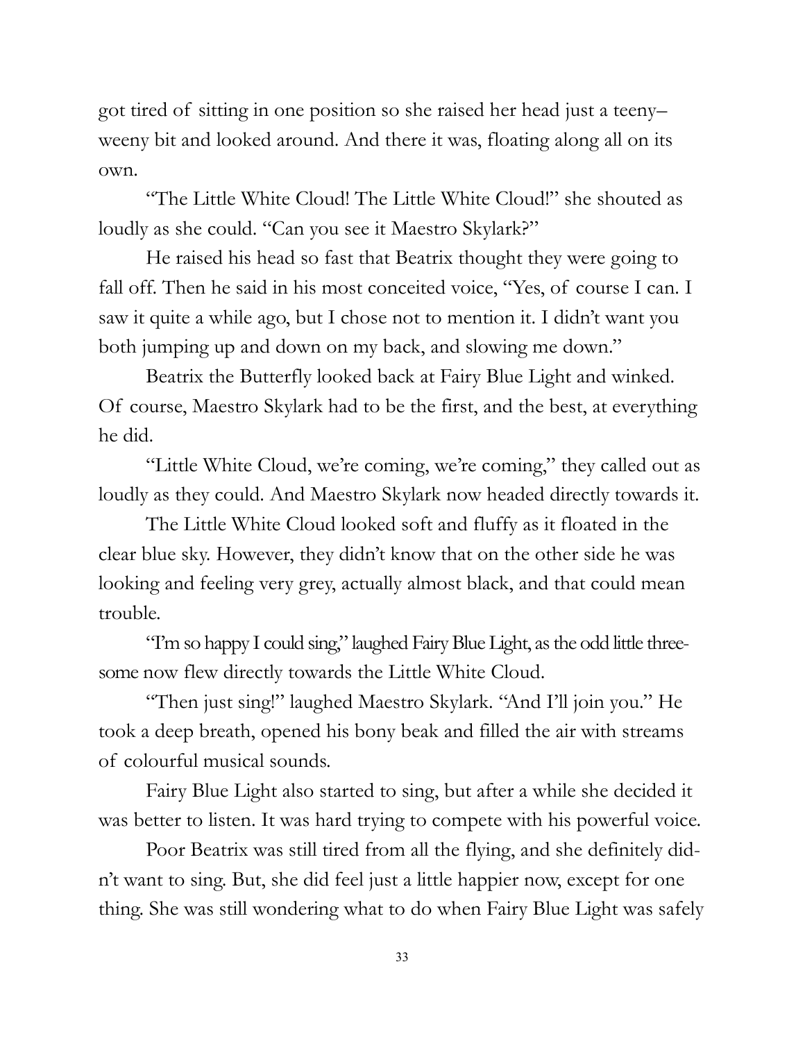got tired of sitting in one position so she raised her head just a teeny–weeny bit and looked around. And there it was, floating along all on its own.

"The Little White Cloud! The Little White Cloud!" she shouted as loudly as she could. "Can you see it Maestro Skylark?"

He raised his head so fast that Beatrix thought they were going to fall off. Then he said in his most conceited voice, "Yes, of course I can. I saw it quite a while ago, but I chose not to mention it. I didn't want you both jumping up and down on my back, and slowing me down."

Beatrix the Butterfly looked back at Fairy Blue Light and winked. Of course, Maestro Skylark had to be the first, and the best, at everything he did.

"Little White Cloud, we're coming, we're coming," they called out as loudly as they could. And Maestro Skylark now headed directly towards it.

The Little White Cloud looked soft and fluffy as it floated in the clear blue sky. However, they didn't know that on the other side he was looking and feeling very grey, actually almost black, and that could mean trouble.

"I'm so happy I could sing," laughed Fairy Blue Light, as the odd little threesome now flew directly towards the Little White Cloud.

"Then just sing!" laughed Maestro Skylark. "And I'll join you." He took a deep breath, opened his bony beak and filled the air with streams of colourful musical sounds.

Fairy Blue Light also started to sing, but after a while she decided it was better to listen. It was hard trying to compete with his powerful voice.

Poor Beatrix was still tired from all the flying, and she definitely didn't want to sing. But, she did feel just a little happier now, except for one thing. She was still wondering what to do when Fairy Blue Light was safely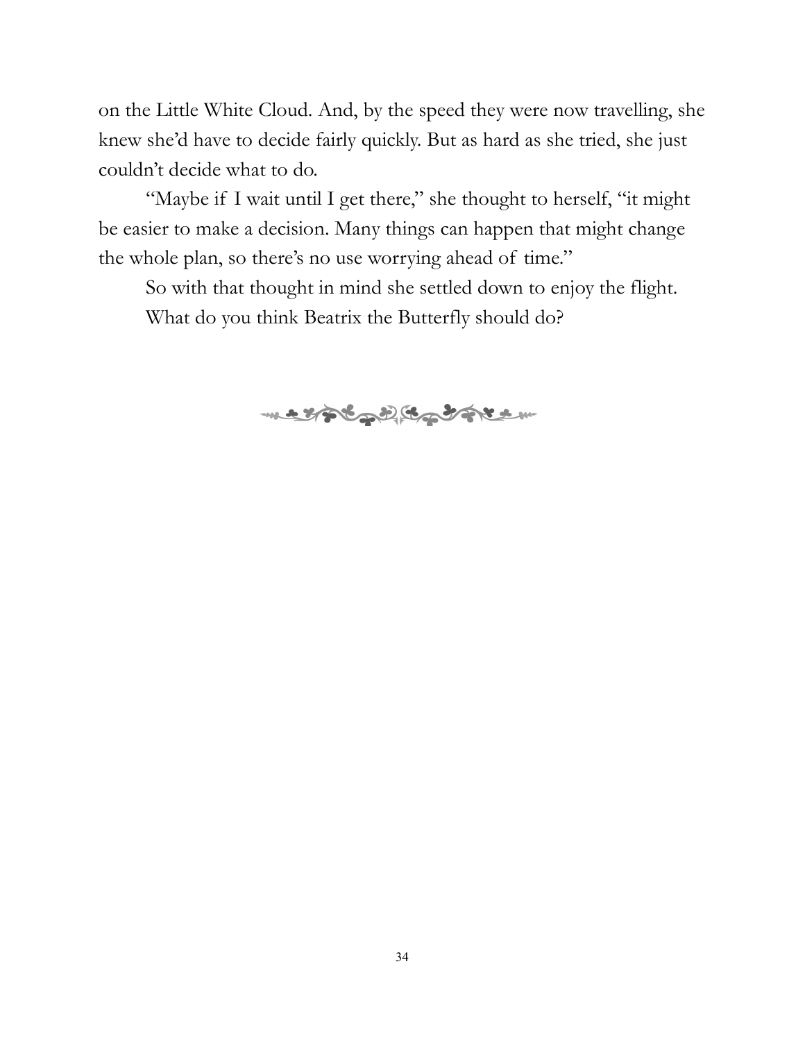on the Little White Cloud. And, by the speed they were now travelling, she knew she'd have to decide fairly quickly. But as hard as she tried, she just couldn't decide what to do.

"Maybe if I wait until I get there," she thought to herself, "it might be easier to make a decision. Many things can happen that might change the whole plan, so there's no use worrying ahead of time."

So with that thought in mind she settled down to enjoy the flight.

What do you think Beatrix the Butterfly should do?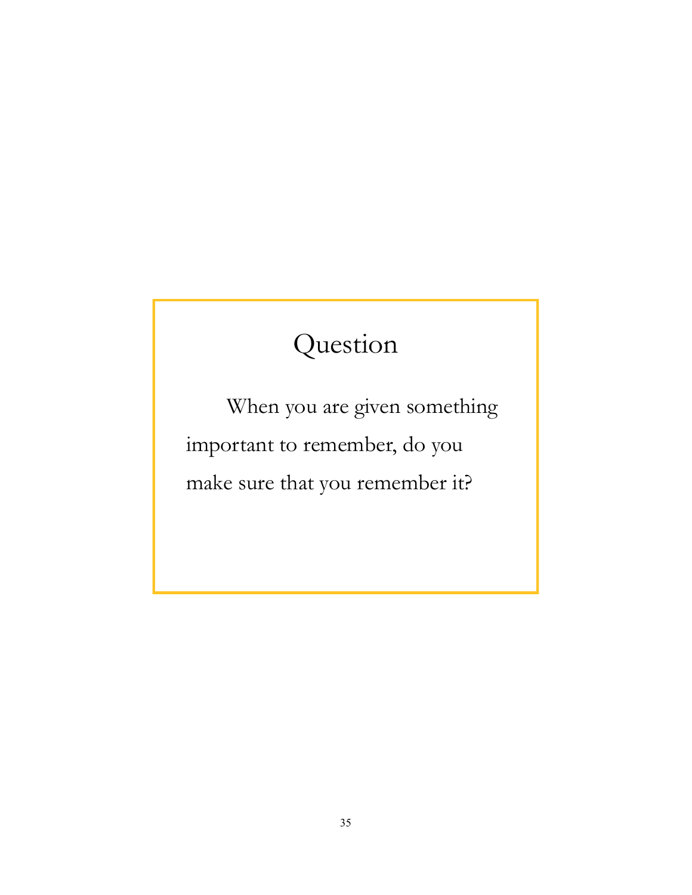# Question

When you are given something important to remember, do you make sure that you remember it?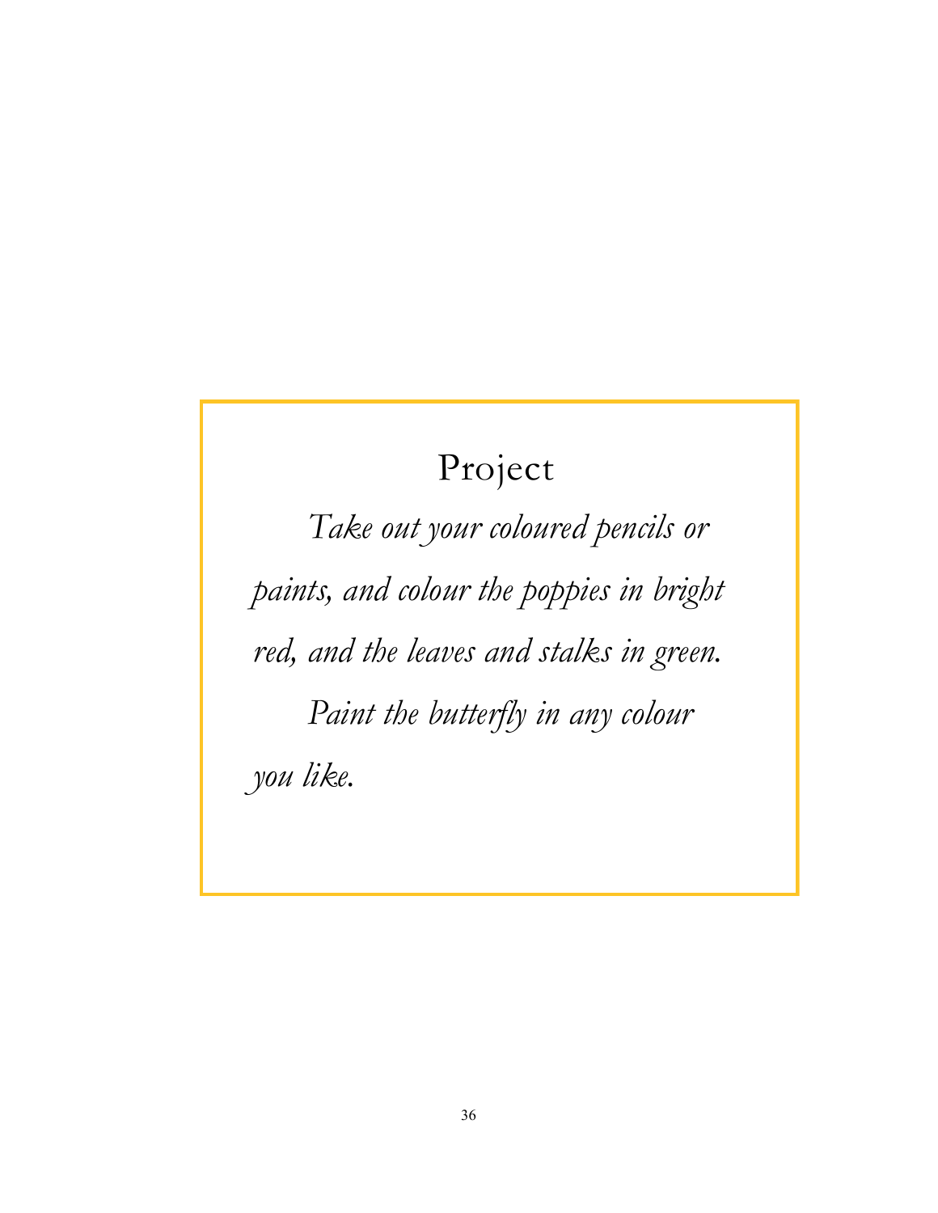## Project

*Take out your coloured pencils or paints, and colour the poppies in bright red, and the leaves and stalks in green.*

*Paint the butterfly in any colour you like.*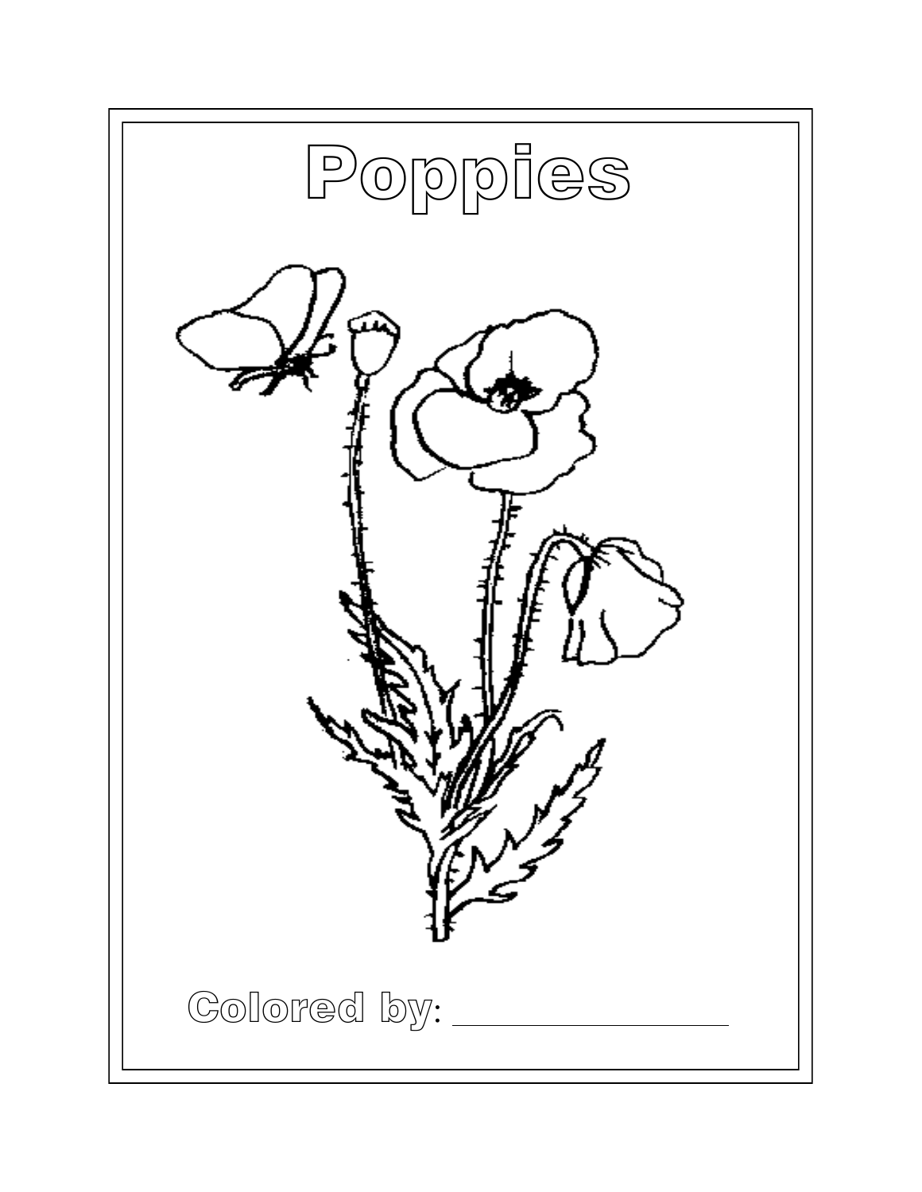# Poppies

Colored by: ________________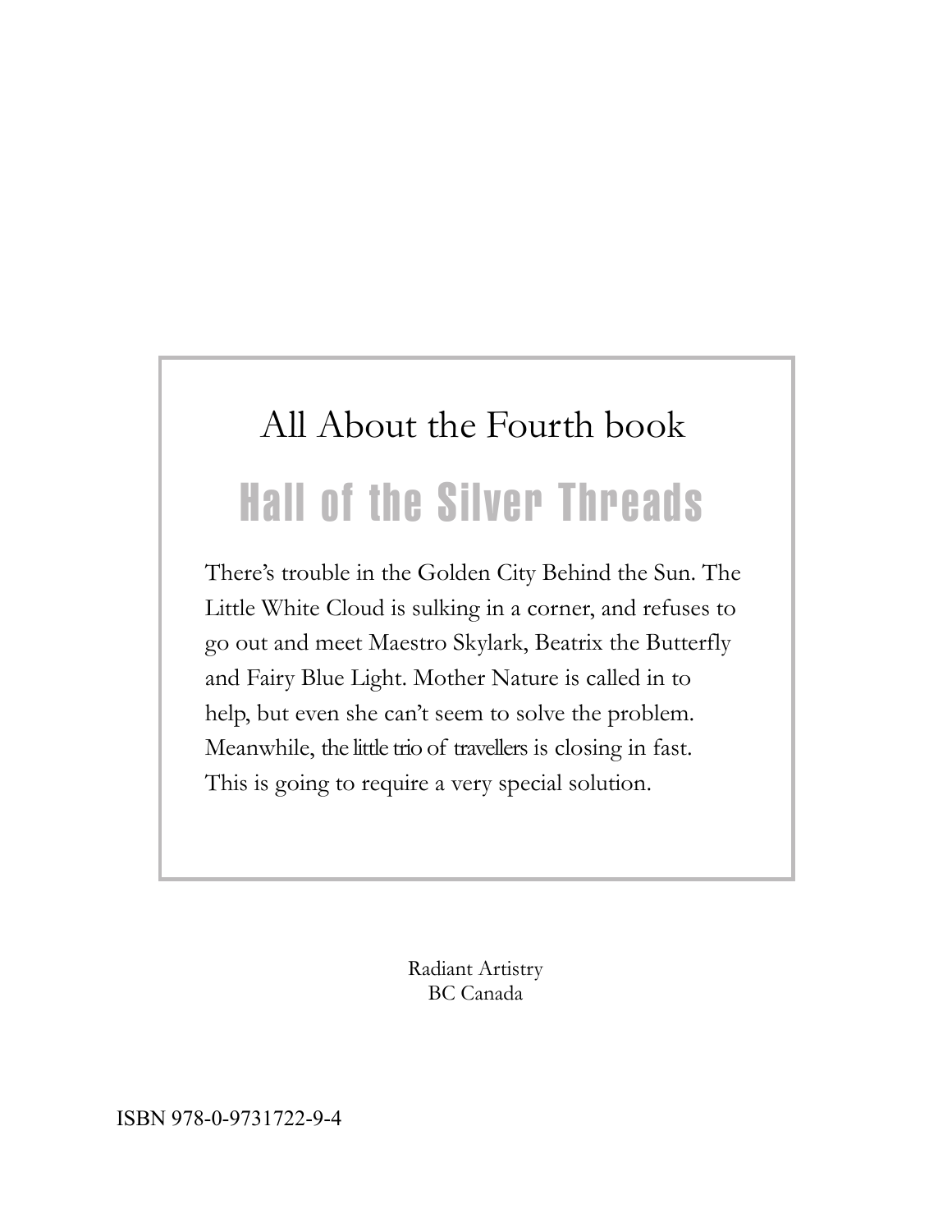## All About the Fourth book

# Hall of the Silver Threads

There's trouble in the Golden City Behind the Sun. The Little White Cloud is sulking in a corner, and refuses to go out and meet Maestro Skylark, Beatrix the Butterfly and Fairy Blue Light. Mother Nature is called in to help, but even she can't seem to solve the problem. Meanwhile, the little trio of travellers is closing in fast. This is going to require a very special solution.

Radiant Artistry
BC Canada

ISBN 978-0-9731722-9-4